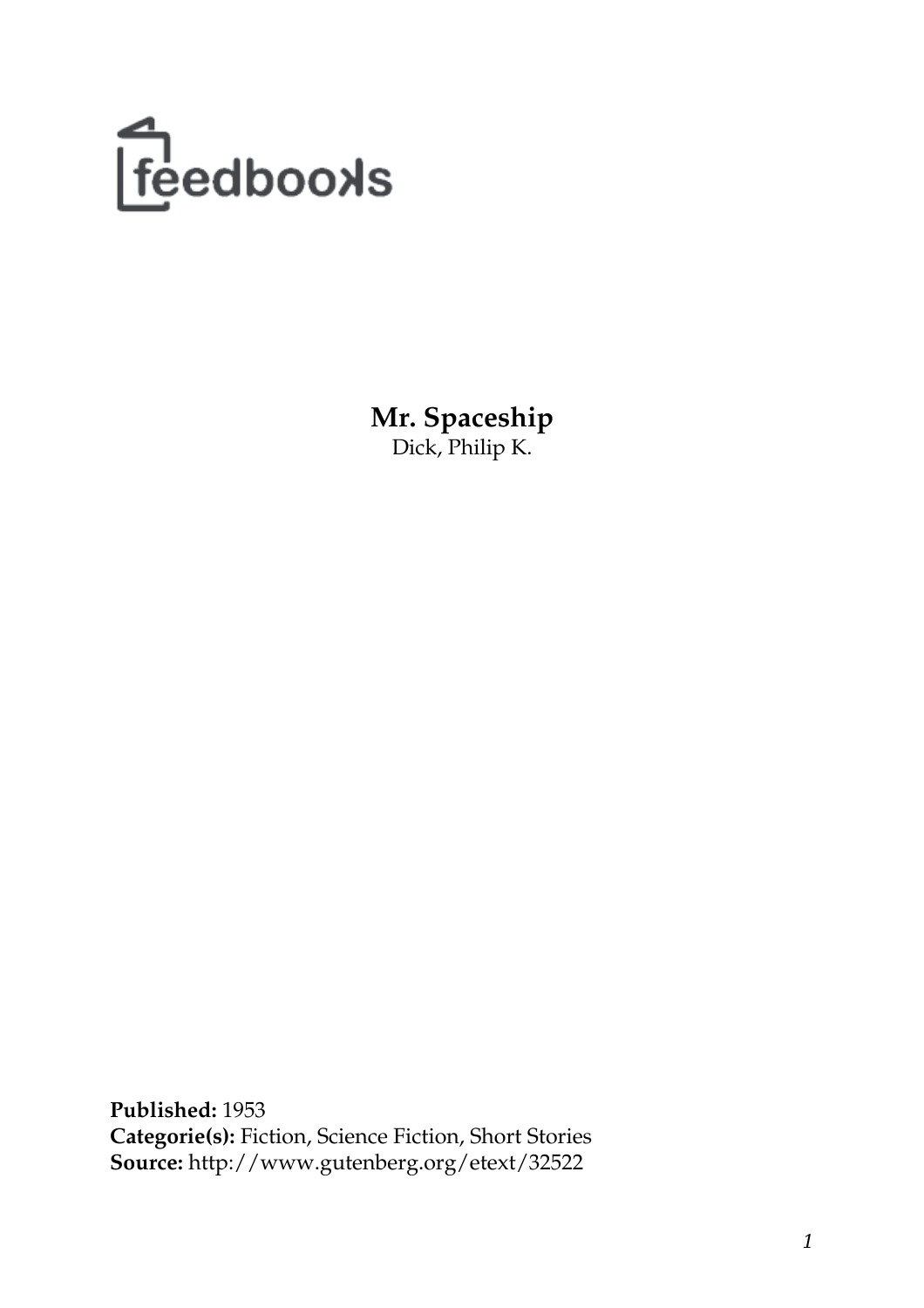feedbooks

# Mr. Spaceship

Dick, Philip K.

**Published:** 1953
**Categorie(s):** Fiction, Science Fiction, Short Stories
**Source:** http://www.gutenberg.org/etext/32522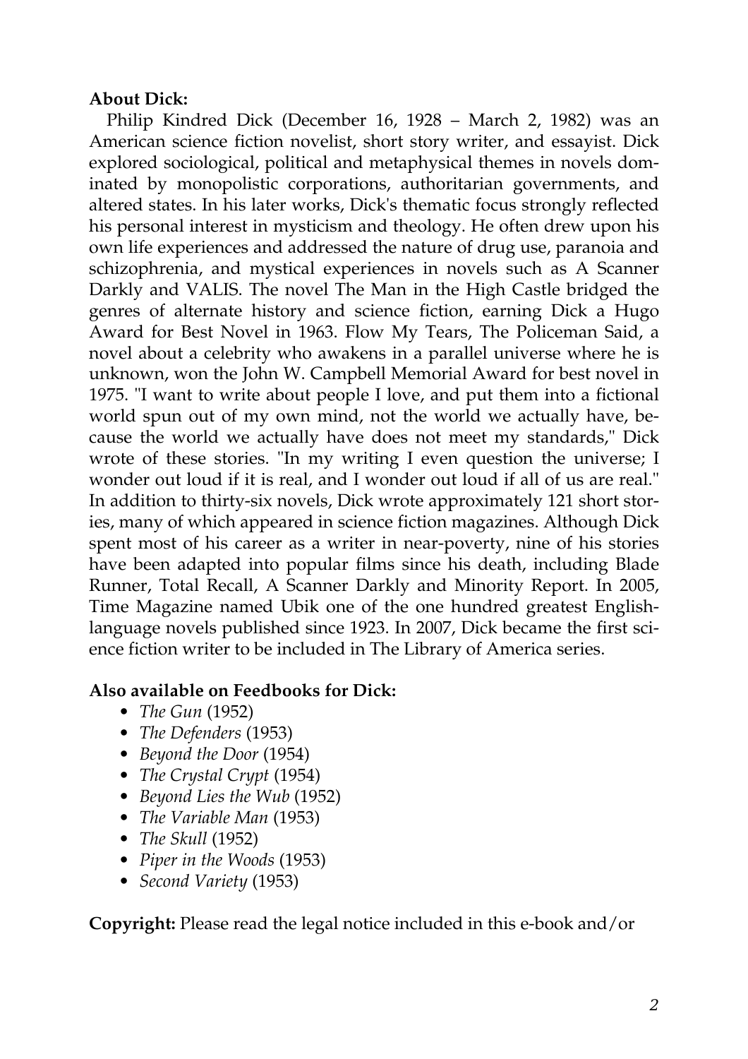**About Dick:**

Philip Kindred Dick (December 16, 1928 – March 2, 1982) was an American science fiction novelist, short story writer, and essayist. Dick explored sociological, political and metaphysical themes in novels dominated by monopolistic corporations, authoritarian governments, and altered states. In his later works, Dick's thematic focus strongly reflected his personal interest in mysticism and theology. He often drew upon his own life experiences and addressed the nature of drug use, paranoia and schizophrenia, and mystical experiences in novels such as A Scanner Darkly and VALIS. The novel The Man in the High Castle bridged the genres of alternate history and science fiction, earning Dick a Hugo Award for Best Novel in 1963. Flow My Tears, The Policeman Said, a novel about a celebrity who awakens in a parallel universe where he is unknown, won the John W. Campbell Memorial Award for best novel in 1975. "I want to write about people I love, and put them into a fictional world spun out of my own mind, not the world we actually have, because the world we actually have does not meet my standards," Dick wrote of these stories. "In my writing I even question the universe; I wonder out loud if it is real, and I wonder out loud if all of us are real." In addition to thirty-six novels, Dick wrote approximately 121 short stories, many of which appeared in science fiction magazines. Although Dick spent most of his career as a writer in near-poverty, nine of his stories have been adapted into popular films since his death, including Blade Runner, Total Recall, A Scanner Darkly and Minority Report. In 2005, Time Magazine named Ubik one of the one hundred greatest English-language novels published since 1923. In 2007, Dick became the first science fiction writer to be included in The Library of America series.

**Also available on Feedbooks for Dick:**

- *The Gun* (1952)
- *The Defenders* (1953)
- *Beyond the Door* (1954)
- *The Crystal Crypt* (1954)
- *Beyond Lies the Wub* (1952)
- *The Variable Man* (1953)
- *The Skull* (1952)
- *Piper in the Woods* (1953)
- *Second Variety* (1953)

**Copyright:** Please read the legal notice included in this e-book and/or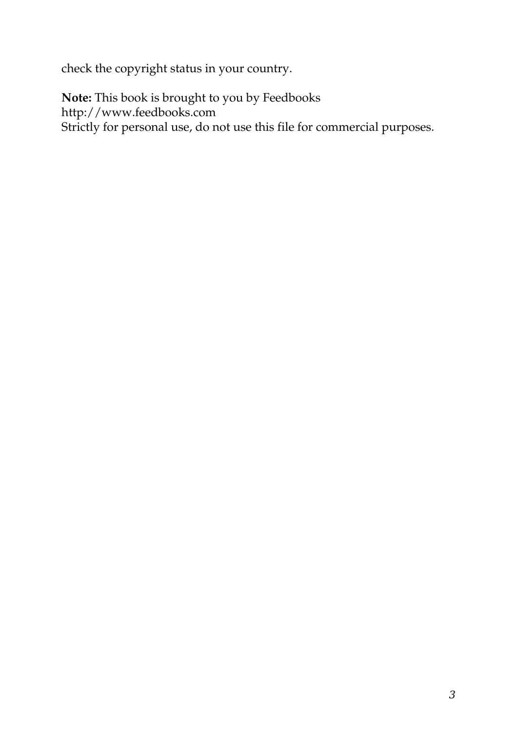check the copyright status in your country.

**Note:** This book is brought to you by Feedbooks
http://www.feedbooks.com
Strictly for personal use, do not use this file for commercial purposes.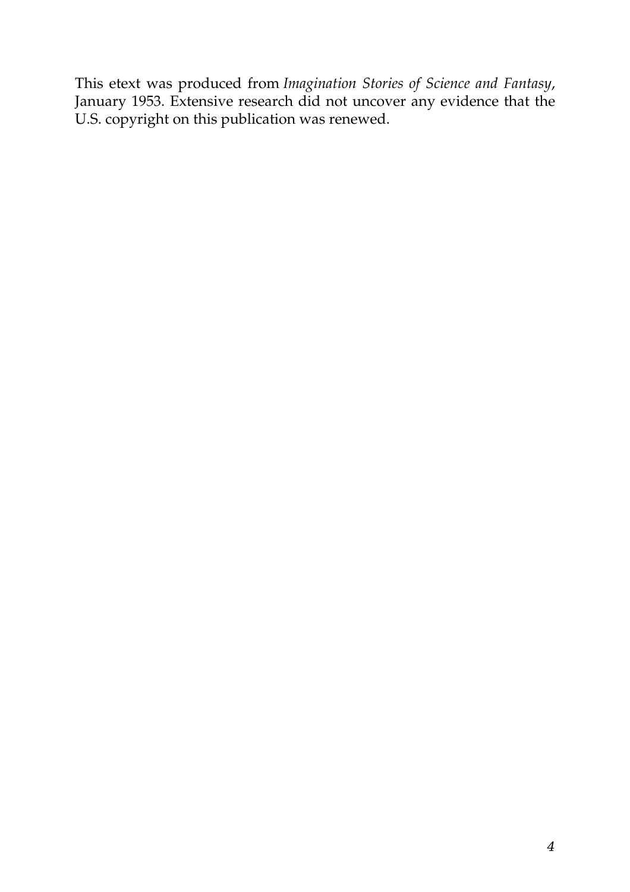This etext was produced from *Imagination Stories of Science and Fantasy*, January 1953. Extensive research did not uncover any evidence that the U.S. copyright on this publication was renewed.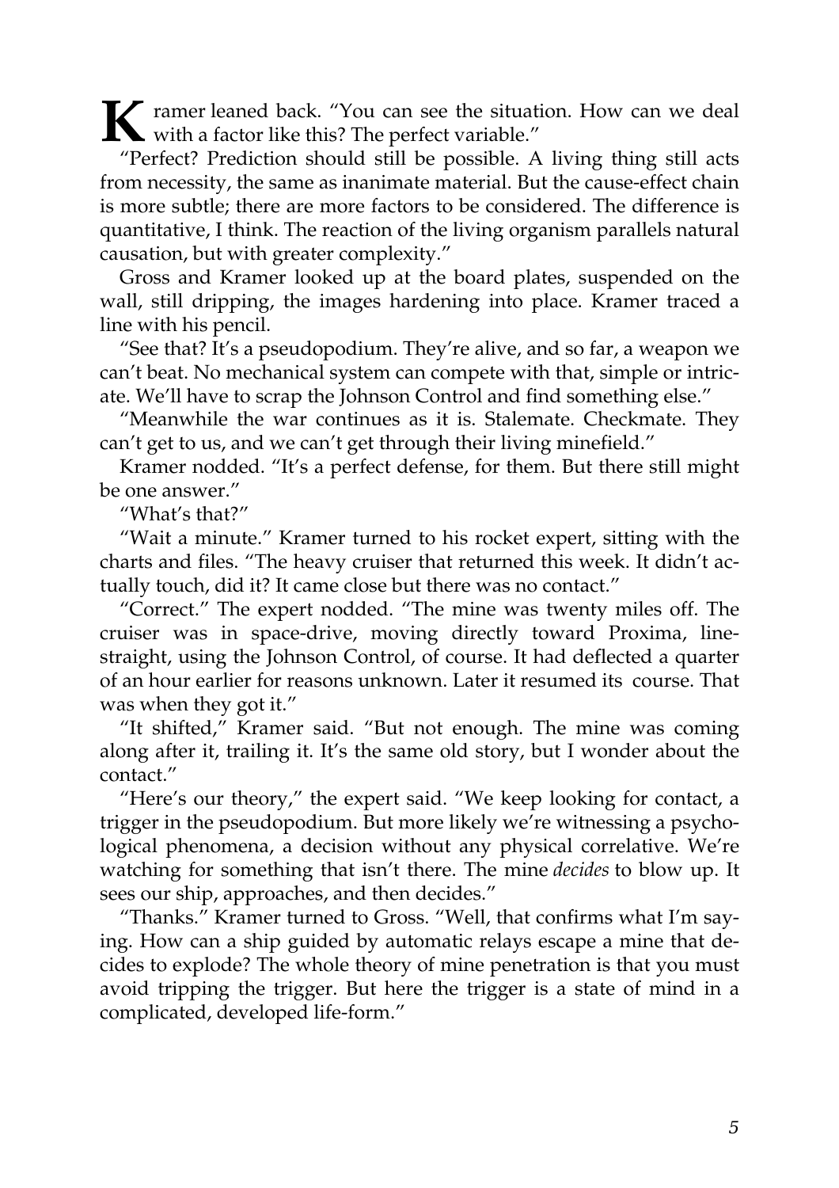Kramer leaned back. "You can see the situation. How can we deal with a factor like this? The perfect variable."

"Perfect? Prediction should still be possible. A living thing still acts from necessity, the same as inanimate material. But the cause-effect chain is more subtle; there are more factors to be considered. The difference is quantitative, I think. The reaction of the living organism parallels natural causation, but with greater complexity."

Gross and Kramer looked up at the board plates, suspended on the wall, still dripping, the images hardening into place. Kramer traced a line with his pencil.

"See that? It's a pseudopodium. They're alive, and so far, a weapon we can't beat. No mechanical system can compete with that, simple or intricate. We'll have to scrap the Johnson Control and find something else."

"Meanwhile the war continues as it is. Stalemate. Checkmate. They can't get to us, and we can't get through their living minefield."

Kramer nodded. "It's a perfect defense, for them. But there still might be one answer."

"What's that?"

"Wait a minute." Kramer turned to his rocket expert, sitting with the charts and files. "The heavy cruiser that returned this week. It didn't actually touch, did it? It came close but there was no contact."

"Correct." The expert nodded. "The mine was twenty miles off. The cruiser was in space-drive, moving directly toward Proxima, line-straight, using the Johnson Control, of course. It had deflected a quarter of an hour earlier for reasons unknown. Later it resumed its course. That was when they got it."

"It shifted," Kramer said. "But not enough. The mine was coming along after it, trailing it. It's the same old story, but I wonder about the contact."

"Here's our theory," the expert said. "We keep looking for contact, a trigger in the pseudopodium. But more likely we're witnessing a psychological phenomena, a decision without any physical correlative. We're watching for something that isn't there. The mine *decides* to blow up. It sees our ship, approaches, and then decides."

"Thanks." Kramer turned to Gross. "Well, that confirms what I'm saying. How can a ship guided by automatic relays escape a mine that decides to explode? The whole theory of mine penetration is that you must avoid tripping the trigger. But here the trigger is a state of mind in a complicated, developed life-form."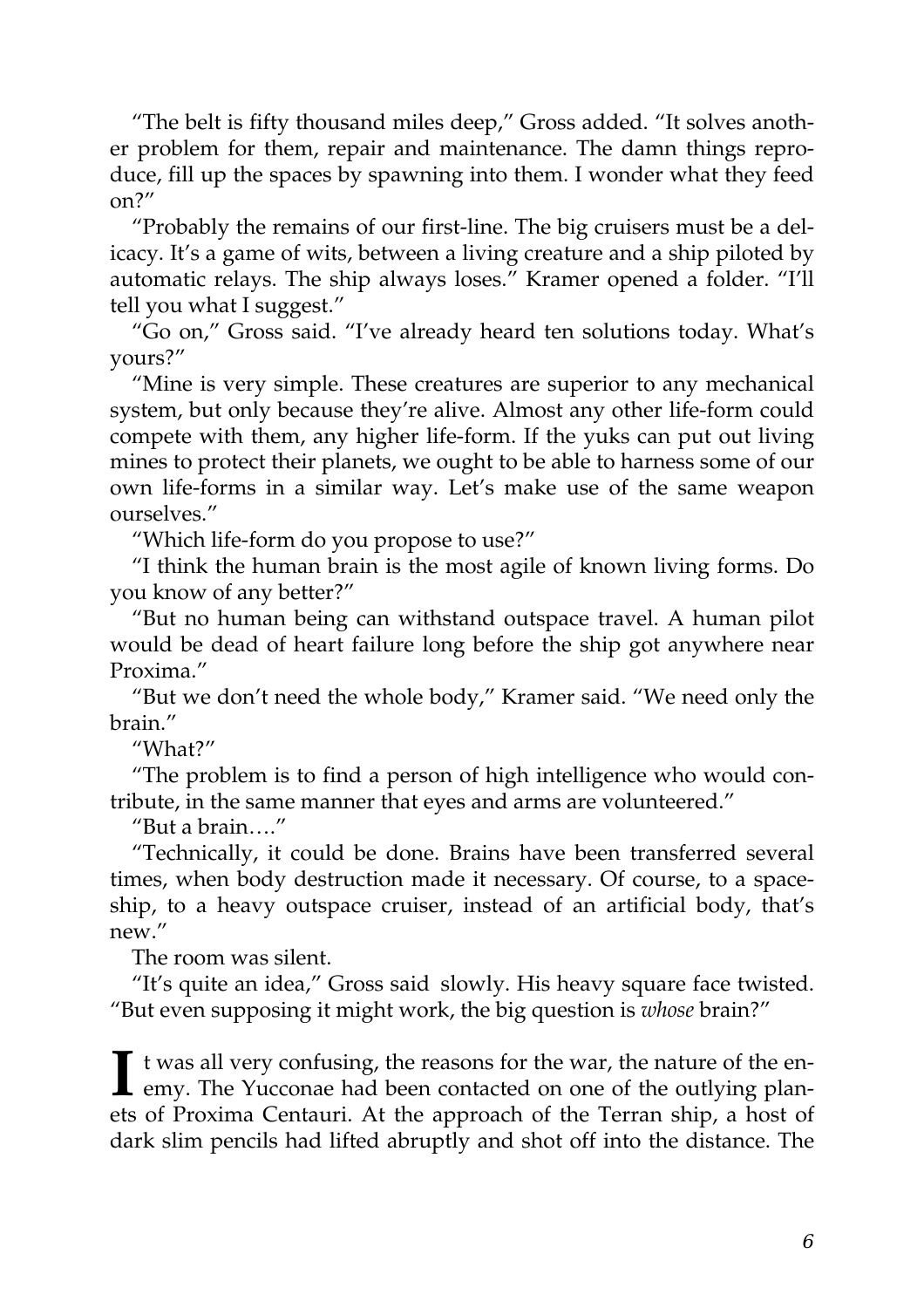"The belt is fifty thousand miles deep," Gross added. "It solves another problem for them, repair and maintenance. The damn things reproduce, fill up the spaces by spawning into them. I wonder what they feed on?"

"Probably the remains of our first-line. The big cruisers must be a delicacy. It's a game of wits, between a living creature and a ship piloted by automatic relays. The ship always loses." Kramer opened a folder. "I'll tell you what I suggest."

"Go on," Gross said. "I've already heard ten solutions today. What's yours?"

"Mine is very simple. These creatures are superior to any mechanical system, but only because they're alive. Almost any other life-form could compete with them, any higher life-form. If the yuks can put out living mines to protect their planets, we ought to be able to harness some of our own life-forms in a similar way. Let's make use of the same weapon ourselves."

"Which life-form do you propose to use?"

"I think the human brain is the most agile of known living forms. Do you know of any better?"

"But no human being can withstand outspace travel. A human pilot would be dead of heart failure long before the ship got anywhere near Proxima."

"But we don't need the whole body," Kramer said. "We need only the brain."

"What?"

"The problem is to find a person of high intelligence who would contribute, in the same manner that eyes and arms are volunteered."

"But a brain…."

"Technically, it could be done. Brains have been transferred several times, when body destruction made it necessary. Of course, to a spaceship, to a heavy outspace cruiser, instead of an artificial body, that's new."

The room was silent.

"It's quite an idea," Gross said slowly. His heavy square face twisted. "But even supposing it might work, the big question is *whose* brain?"

It was all very confusing, the reasons for the war, the nature of the enemy. The Yucconae had been contacted on one of the outlying planets of Proxima Centauri. At the approach of the Terran ship, a host of dark slim pencils had lifted abruptly and shot off into the distance. The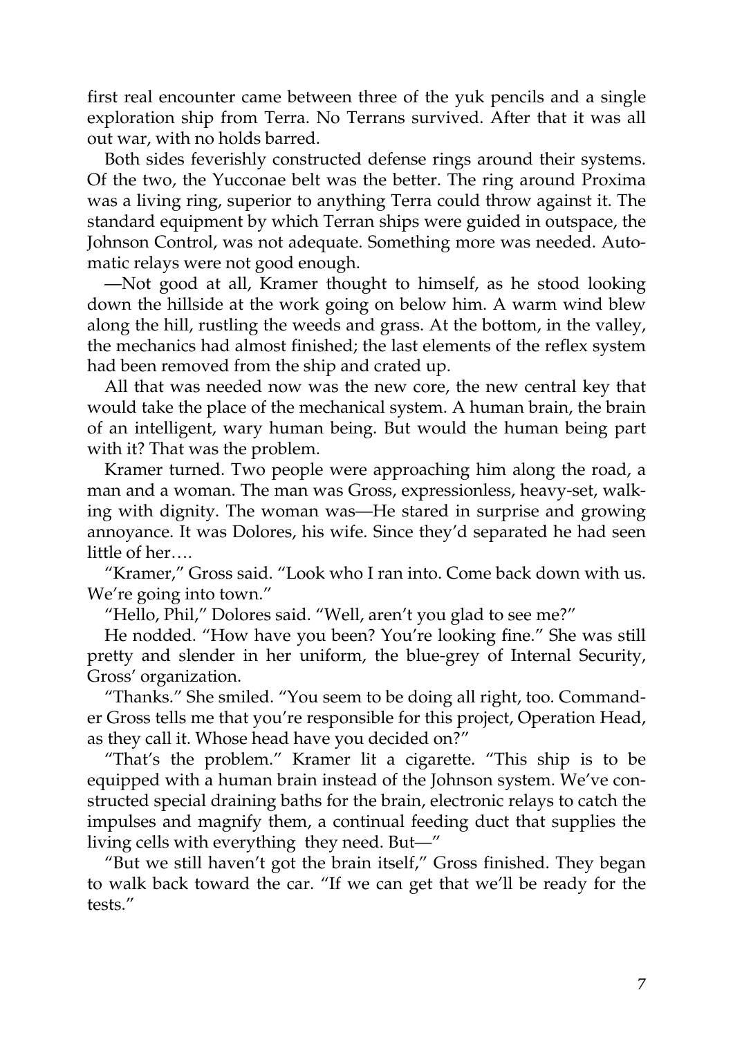first real encounter came between three of the yuk pencils and a single exploration ship from Terra. No Terrans survived. After that it was all out war, with no holds barred.

Both sides feverishly constructed defense rings around their systems. Of the two, the Yucconae belt was the better. The ring around Proxima was a living ring, superior to anything Terra could throw against it. The standard equipment by which Terran ships were guided in outspace, the Johnson Control, was not adequate. Something more was needed. Automatic relays were not good enough.

—Not good at all, Kramer thought to himself, as he stood looking down the hillside at the work going on below him. A warm wind blew along the hill, rustling the weeds and grass. At the bottom, in the valley, the mechanics had almost finished; the last elements of the reflex system had been removed from the ship and crated up.

All that was needed now was the new core, the new central key that would take the place of the mechanical system. A human brain, the brain of an intelligent, wary human being. But would the human being part with it? That was the problem.

Kramer turned. Two people were approaching him along the road, a man and a woman. The man was Gross, expressionless, heavy-set, walking with dignity. The woman was—He stared in surprise and growing annoyance. It was Dolores, his wife. Since they'd separated he had seen little of her….

"Kramer," Gross said. "Look who I ran into. Come back down with us. We're going into town."

"Hello, Phil," Dolores said. "Well, aren't you glad to see me?"

He nodded. "How have you been? You're looking fine." She was still pretty and slender in her uniform, the blue-grey of Internal Security, Gross' organization.

"Thanks." She smiled. "You seem to be doing all right, too. Commander Gross tells me that you're responsible for this project, Operation Head, as they call it. Whose head have you decided on?"

"That's the problem." Kramer lit a cigarette. "This ship is to be equipped with a human brain instead of the Johnson system. We've constructed special draining baths for the brain, electronic relays to catch the impulses and magnify them, a continual feeding duct that supplies the living cells with everything they need. But—"

"But we still haven't got the brain itself," Gross finished. They began to walk back toward the car. "If we can get that we'll be ready for the tests."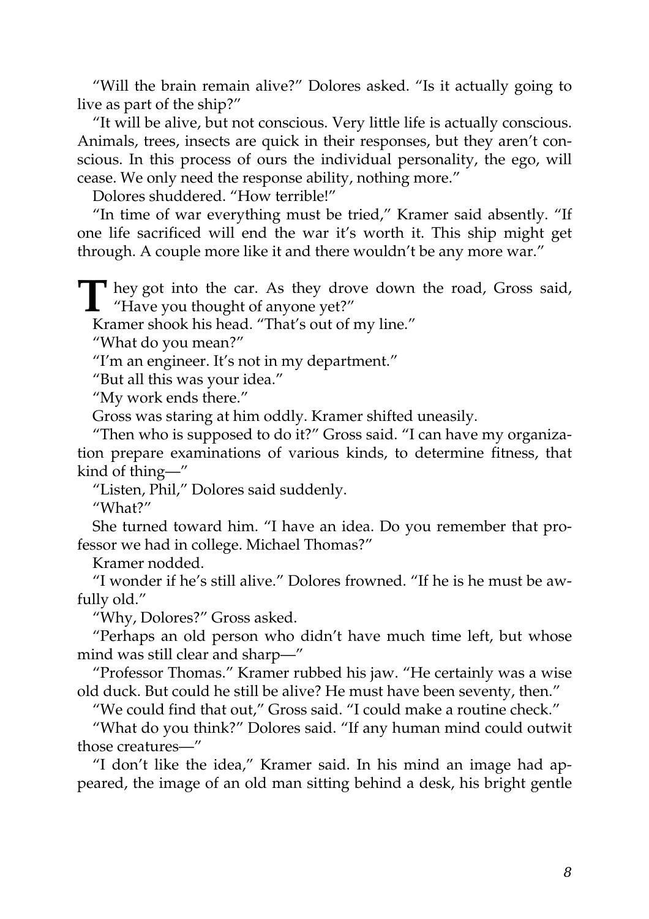"Will the brain remain alive?" Dolores asked. "Is it actually going to live as part of the ship?"

"It will be alive, but not conscious. Very little life is actually conscious. Animals, trees, insects are quick in their responses, but they aren't conscious. In this process of ours the individual personality, the ego, will cease. We only need the response ability, nothing more."

Dolores shuddered. "How terrible!"

"In time of war everything must be tried," Kramer said absently. "If one life sacrificed will end the war it's worth it. This ship might get through. A couple more like it and there wouldn't be any more war."

They got into the car. As they drove down the road, Gross said, "Have you thought of anyone yet?"

Kramer shook his head. "That's out of my line."

"What do you mean?"

"I'm an engineer. It's not in my department."

"But all this was your idea."

"My work ends there."

Gross was staring at him oddly. Kramer shifted uneasily.

"Then who is supposed to do it?" Gross said. "I can have my organization prepare examinations of various kinds, to determine fitness, that kind of thing—"

"Listen, Phil," Dolores said suddenly.

"What?"

She turned toward him. "I have an idea. Do you remember that professor we had in college. Michael Thomas?"

Kramer nodded.

"I wonder if he's still alive." Dolores frowned. "If he is he must be awfully old."

"Why, Dolores?" Gross asked.

"Perhaps an old person who didn't have much time left, but whose mind was still clear and sharp—"

"Professor Thomas." Kramer rubbed his jaw. "He certainly was a wise old duck. But could he still be alive? He must have been seventy, then."

"We could find that out," Gross said. "I could make a routine check."

"What do you think?" Dolores said. "If any human mind could outwit those creatures—"

"I don't like the idea," Kramer said. In his mind an image had appeared, the image of an old man sitting behind a desk, his bright gentle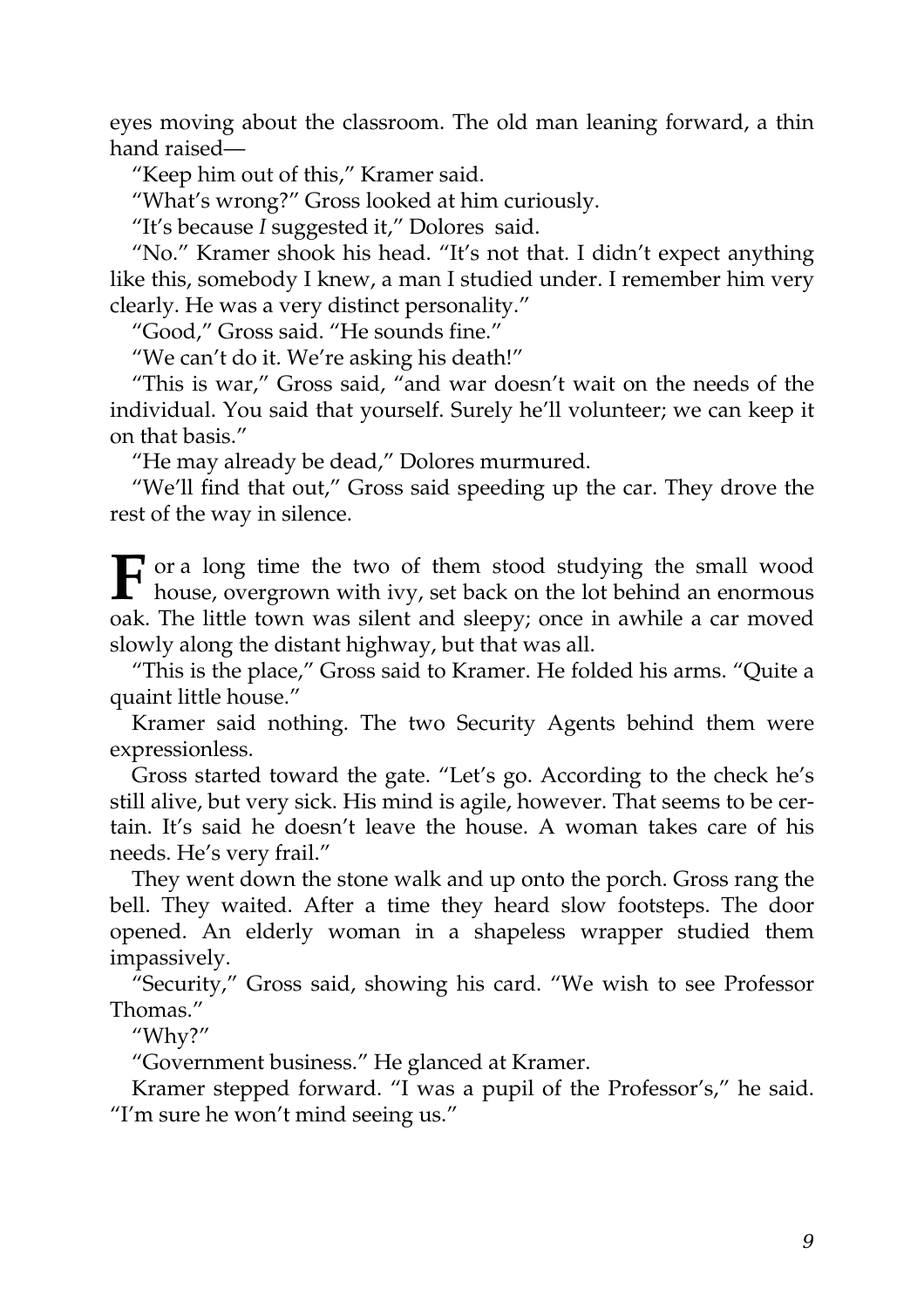eyes moving about the classroom. The old man leaning forward, a thin hand raised—

"Keep him out of this," Kramer said.

"What's wrong?" Gross looked at him curiously.

"It's because *I* suggested it," Dolores said.

"No." Kramer shook his head. "It's not that. I didn't expect anything like this, somebody I knew, a man I studied under. I remember him very clearly. He was a very distinct personality."

"Good," Gross said. "He sounds fine."

"We can't do it. We're asking his death!"

"This is war," Gross said, "and war doesn't wait on the needs of the individual. You said that yourself. Surely he'll volunteer; we can keep it on that basis."

"He may already be dead," Dolores murmured.

"We'll find that out," Gross said speeding up the car. They drove the rest of the way in silence.

For a long time the two of them stood studying the small wood house, overgrown with ivy, set back on the lot behind an enormous oak. The little town was silent and sleepy; once in awhile a car moved slowly along the distant highway, but that was all.

"This is the place," Gross said to Kramer. He folded his arms. "Quite a quaint little house."

Kramer said nothing. The two Security Agents behind them were expressionless.

Gross started toward the gate. "Let's go. According to the check he's still alive, but very sick. His mind is agile, however. That seems to be certain. It's said he doesn't leave the house. A woman takes care of his needs. He's very frail."

They went down the stone walk and up onto the porch. Gross rang the bell. They waited. After a time they heard slow footsteps. The door opened. An elderly woman in a shapeless wrapper studied them impassively.

"Security," Gross said, showing his card. "We wish to see Professor Thomas."

"Why?"

"Government business." He glanced at Kramer.

Kramer stepped forward. "I was a pupil of the Professor's," he said. "I'm sure he won't mind seeing us."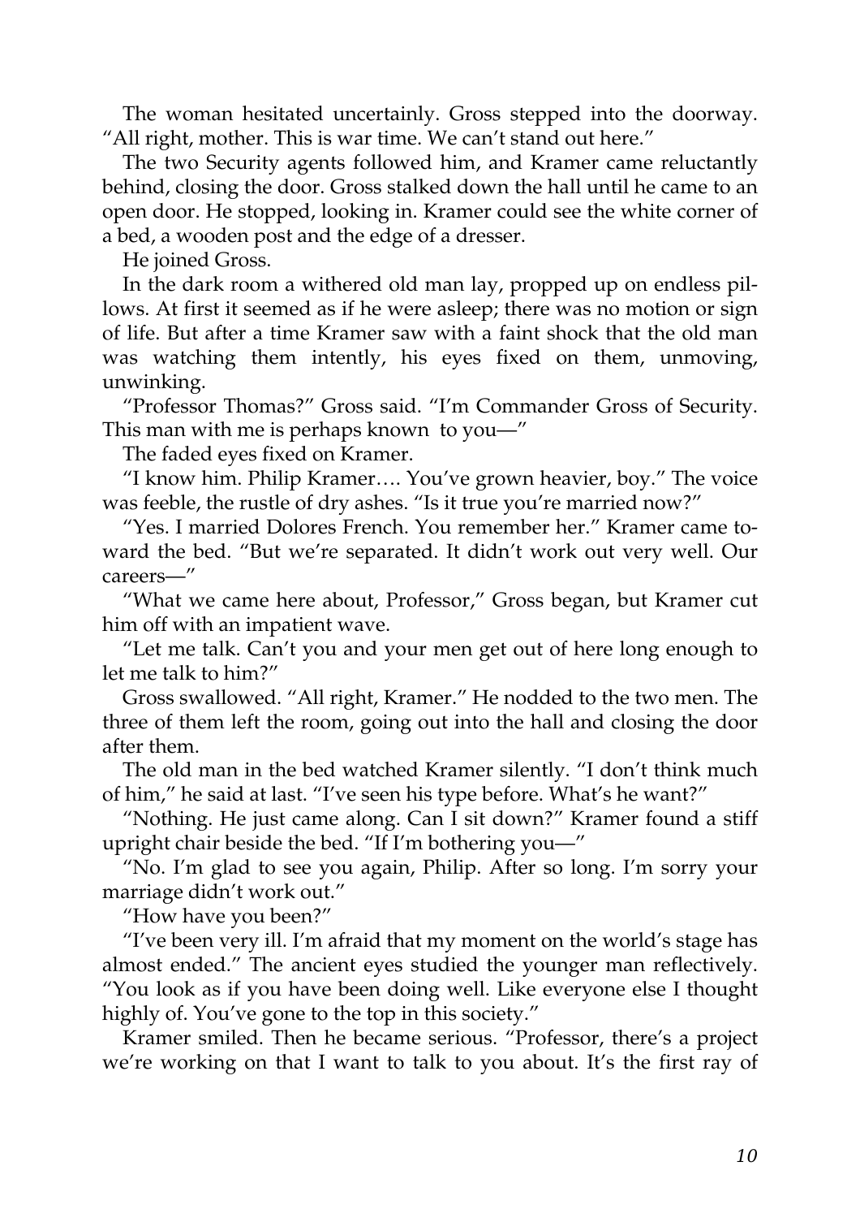The woman hesitated uncertainly. Gross stepped into the doorway. "All right, mother. This is war time. We can't stand out here."

The two Security agents followed him, and Kramer came reluctantly behind, closing the door. Gross stalked down the hall until he came to an open door. He stopped, looking in. Kramer could see the white corner of a bed, a wooden post and the edge of a dresser.

He joined Gross.

In the dark room a withered old man lay, propped up on endless pillows. At first it seemed as if he were asleep; there was no motion or sign of life. But after a time Kramer saw with a faint shock that the old man was watching them intently, his eyes fixed on them, unmoving, unwinking.

"Professor Thomas?" Gross said. "I'm Commander Gross of Security. This man with me is perhaps known to you—"

The faded eyes fixed on Kramer.

"I know him. Philip Kramer…. You've grown heavier, boy." The voice was feeble, the rustle of dry ashes. "Is it true you're married now?"

"Yes. I married Dolores French. You remember her." Kramer came toward the bed. "But we're separated. It didn't work out very well. Our careers—"

"What we came here about, Professor," Gross began, but Kramer cut him off with an impatient wave.

"Let me talk. Can't you and your men get out of here long enough to let me talk to him?"

Gross swallowed. "All right, Kramer." He nodded to the two men. The three of them left the room, going out into the hall and closing the door after them.

The old man in the bed watched Kramer silently. "I don't think much of him," he said at last. "I've seen his type before. What's he want?"

"Nothing. He just came along. Can I sit down?" Kramer found a stiff upright chair beside the bed. "If I'm bothering you—"

"No. I'm glad to see you again, Philip. After so long. I'm sorry your marriage didn't work out."

"How have you been?"

"I've been very ill. I'm afraid that my moment on the world's stage has almost ended." The ancient eyes studied the younger man reflectively. "You look as if you have been doing well. Like everyone else I thought highly of. You've gone to the top in this society."

Kramer smiled. Then he became serious. "Professor, there's a project we're working on that I want to talk to you about. It's the first ray of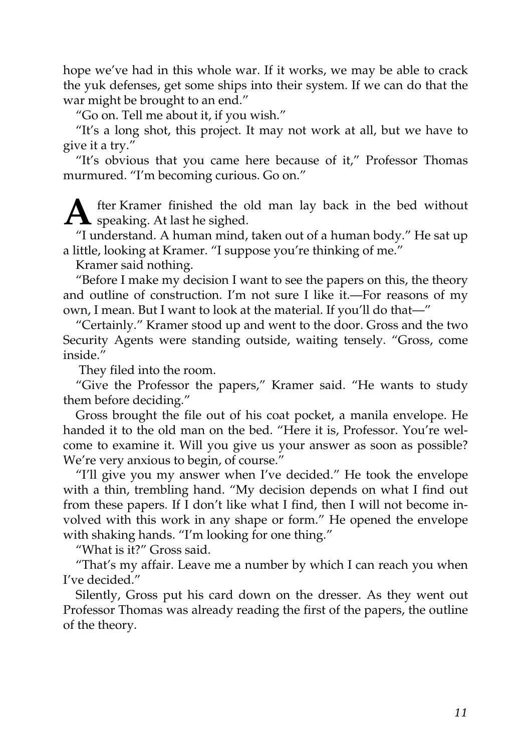hope we've had in this whole war. If it works, we may be able to crack the yuk defenses, get some ships into their system. If we can do that the war might be brought to an end."

"Go on. Tell me about it, if you wish."

"It's a long shot, this project. It may not work at all, but we have to give it a try."

"It's obvious that you came here because of it," Professor Thomas murmured. "I'm becoming curious. Go on."

After Kramer finished the old man lay back in the bed without speaking. At last he sighed.

"I understand. A human mind, taken out of a human body." He sat up a little, looking at Kramer. "I suppose you're thinking of me."

Kramer said nothing.

"Before I make my decision I want to see the papers on this, the theory and outline of construction. I'm not sure I like it.—For reasons of my own, I mean. But I want to look at the material. If you'll do that—"

"Certainly." Kramer stood up and went to the door. Gross and the two Security Agents were standing outside, waiting tensely. "Gross, come inside."

They filed into the room.

"Give the Professor the papers," Kramer said. "He wants to study them before deciding."

Gross brought the file out of his coat pocket, a manila envelope. He handed it to the old man on the bed. "Here it is, Professor. You're welcome to examine it. Will you give us your answer as soon as possible? We're very anxious to begin, of course."

"I'll give you my answer when I've decided." He took the envelope with a thin, trembling hand. "My decision depends on what I find out from these papers. If I don't like what I find, then I will not become involved with this work in any shape or form." He opened the envelope with shaking hands. "I'm looking for one thing."

"What is it?" Gross said.

"That's my affair. Leave me a number by which I can reach you when I've decided."

Silently, Gross put his card down on the dresser. As they went out Professor Thomas was already reading the first of the papers, the outline of the theory.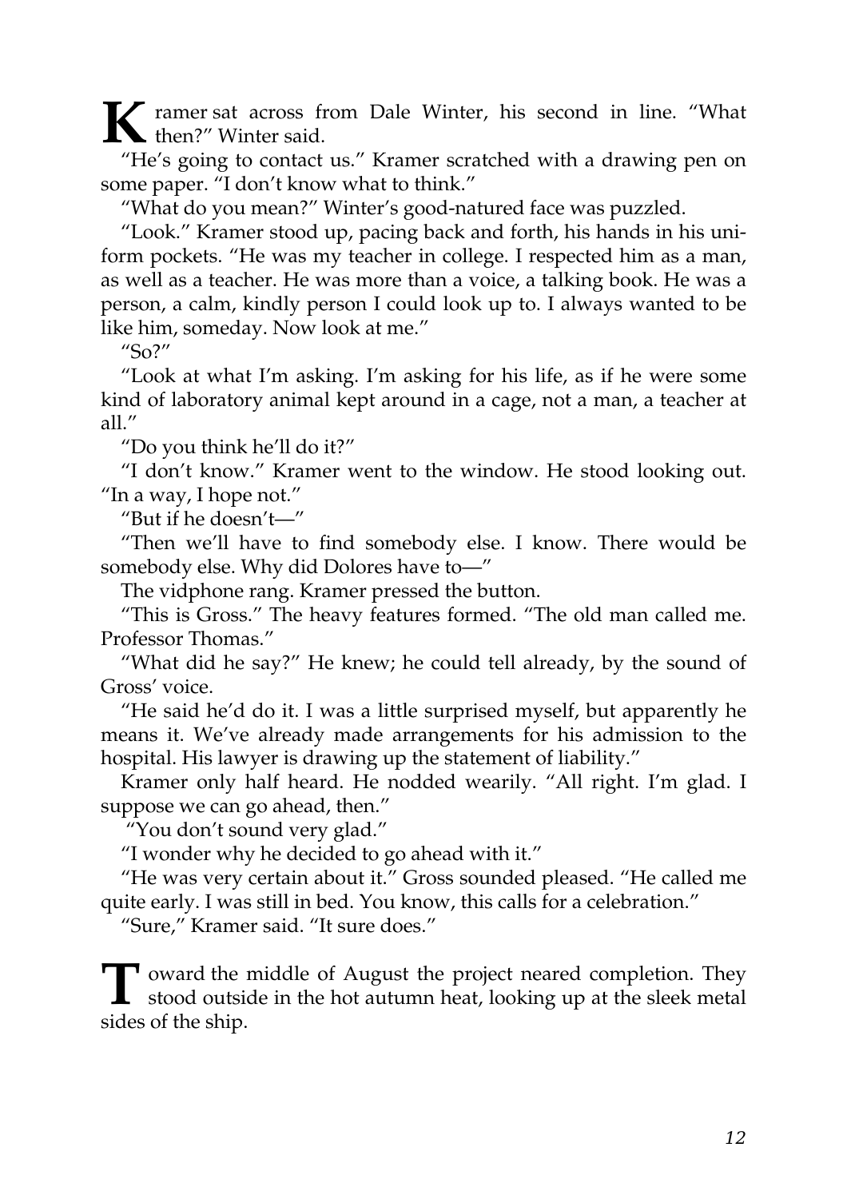Kramer sat across from Dale Winter, his second in line. "What then?" Winter said.

"He's going to contact us." Kramer scratched with a drawing pen on some paper. "I don't know what to think."

"What do you mean?" Winter's good-natured face was puzzled.

"Look." Kramer stood up, pacing back and forth, his hands in his uniform pockets. "He was my teacher in college. I respected him as a man, as well as a teacher. He was more than a voice, a talking book. He was a person, a calm, kindly person I could look up to. I always wanted to be like him, someday. Now look at me."

"So?"

"Look at what I'm asking. I'm asking for his life, as if he were some kind of laboratory animal kept around in a cage, not a man, a teacher at all."

"Do you think he'll do it?"

"I don't know." Kramer went to the window. He stood looking out. "In a way, I hope not."

"But if he doesn't—"

"Then we'll have to find somebody else. I know. There would be somebody else. Why did Dolores have to—"

The vidphone rang. Kramer pressed the button.

"This is Gross." The heavy features formed. "The old man called me. Professor Thomas."

"What did he say?" He knew; he could tell already, by the sound of Gross' voice.

"He said he'd do it. I was a little surprised myself, but apparently he means it. We've already made arrangements for his admission to the hospital. His lawyer is drawing up the statement of liability."

Kramer only half heard. He nodded wearily. "All right. I'm glad. I suppose we can go ahead, then."

"You don't sound very glad."

"I wonder why he decided to go ahead with it."

"He was very certain about it." Gross sounded pleased. "He called me quite early. I was still in bed. You know, this calls for a celebration."

"Sure," Kramer said. "It sure does."

Toward the middle of August the project neared completion. They stood outside in the hot autumn heat, looking up at the sleek metal sides of the ship.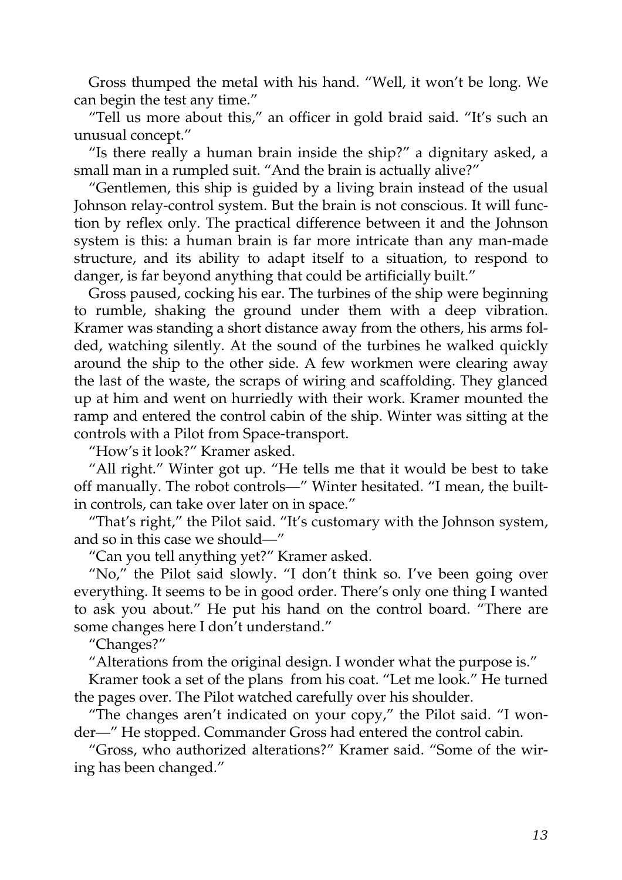Gross thumped the metal with his hand. “Well, it won’t be long. We can begin the test any time.”

“Tell us more about this,” an officer in gold braid said. “It’s such an unusual concept.”

“Is there really a human brain inside the ship?” a dignitary asked, a small man in a rumpled suit. “And the brain is actually alive?”

“Gentlemen, this ship is guided by a living brain instead of the usual Johnson relay-control system. But the brain is not conscious. It will function by reflex only. The practical difference between it and the Johnson system is this: a human brain is far more intricate than any man-made structure, and its ability to adapt itself to a situation, to respond to danger, is far beyond anything that could be artificially built.”

Gross paused, cocking his ear. The turbines of the ship were beginning to rumble, shaking the ground under them with a deep vibration. Kramer was standing a short distance away from the others, his arms folded, watching silently. At the sound of the turbines he walked quickly around the ship to the other side. A few workmen were clearing away the last of the waste, the scraps of wiring and scaffolding. They glanced up at him and went on hurriedly with their work. Kramer mounted the ramp and entered the control cabin of the ship. Winter was sitting at the controls with a Pilot from Space-transport.

“How’s it look?” Kramer asked.

“All right.” Winter got up. “He tells me that it would be best to take off manually. The robot controls—” Winter hesitated. “I mean, the built-in controls, can take over later on in space.”

“That’s right,” the Pilot said. “It’s customary with the Johnson system, and so in this case we should—”

“Can you tell anything yet?” Kramer asked.

“No,” the Pilot said slowly. “I don’t think so. I’ve been going over everything. It seems to be in good order. There’s only one thing I wanted to ask you about.” He put his hand on the control board. “There are some changes here I don’t understand.”

“Changes?”

“Alterations from the original design. I wonder what the purpose is.”

Kramer took a set of the plans from his coat. “Let me look.” He turned the pages over. The Pilot watched carefully over his shoulder.

“The changes aren’t indicated on your copy,” the Pilot said. “I wonder—” He stopped. Commander Gross had entered the control cabin.

“Gross, who authorized alterations?” Kramer said. “Some of the wiring has been changed.”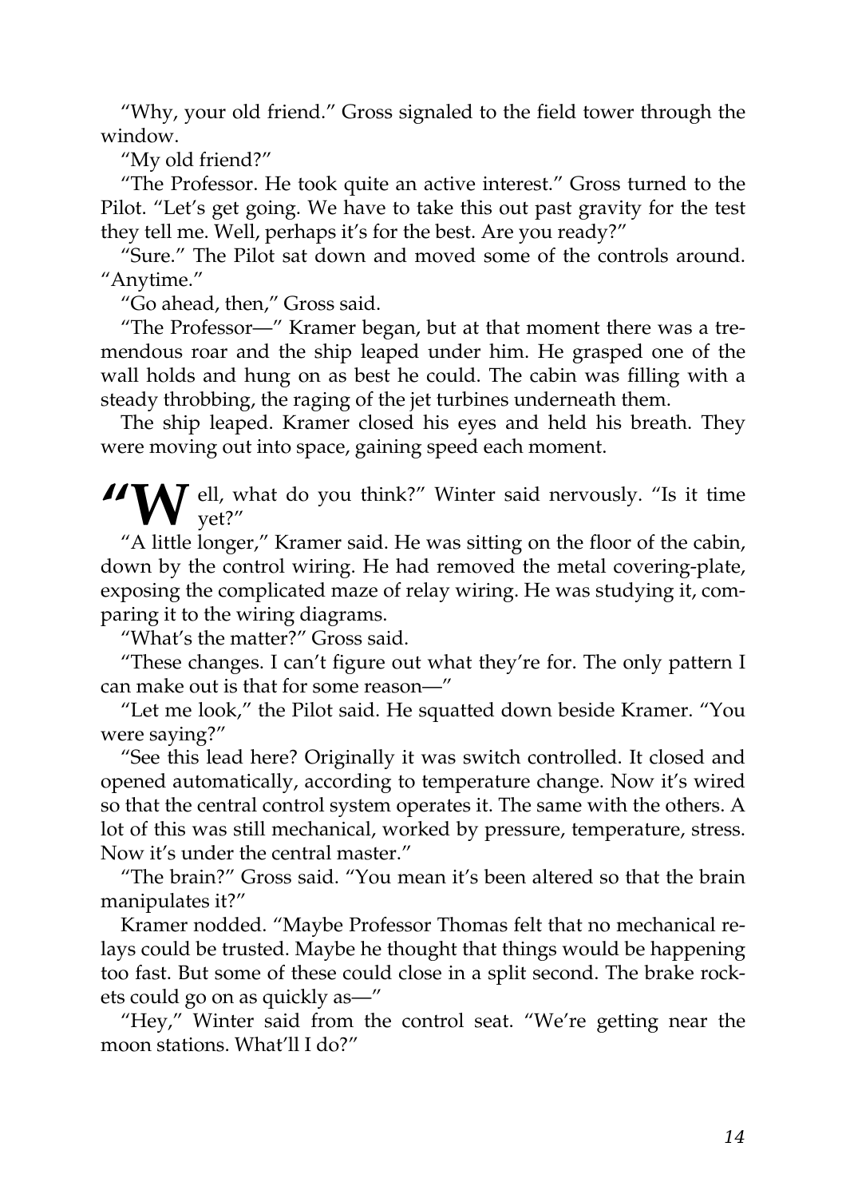"Why, your old friend." Gross signaled to the field tower through the window.

"My old friend?"

"The Professor. He took quite an active interest." Gross turned to the Pilot. "Let's get going. We have to take this out past gravity for the test they tell me. Well, perhaps it's for the best. Are you ready?"

"Sure." The Pilot sat down and moved some of the controls around. "Anytime."

"Go ahead, then," Gross said.

"The Professor—" Kramer began, but at that moment there was a tremendous roar and the ship leaped under him. He grasped one of the wall holds and hung on as best he could. The cabin was filling with a steady throbbing, the raging of the jet turbines underneath them.

The ship leaped. Kramer closed his eyes and held his breath. They were moving out into space, gaining speed each moment.

"Well, what do you think?" Winter said nervously. "Is it time yet?"

"A little longer," Kramer said. He was sitting on the floor of the cabin, down by the control wiring. He had removed the metal covering-plate, exposing the complicated maze of relay wiring. He was studying it, comparing it to the wiring diagrams.

"What's the matter?" Gross said.

"These changes. I can't figure out what they're for. The only pattern I can make out is that for some reason—"

"Let me look," the Pilot said. He squatted down beside Kramer. "You were saying?"

"See this lead here? Originally it was switch controlled. It closed and opened automatically, according to temperature change. Now it's wired so that the central control system operates it. The same with the others. A lot of this was still mechanical, worked by pressure, temperature, stress. Now it's under the central master."

"The brain?" Gross said. "You mean it's been altered so that the brain manipulates it?"

Kramer nodded. "Maybe Professor Thomas felt that no mechanical relays could be trusted. Maybe he thought that things would be happening too fast. But some of these could close in a split second. The brake rockets could go on as quickly as—"

"Hey," Winter said from the control seat. "We're getting near the moon stations. What'll I do?"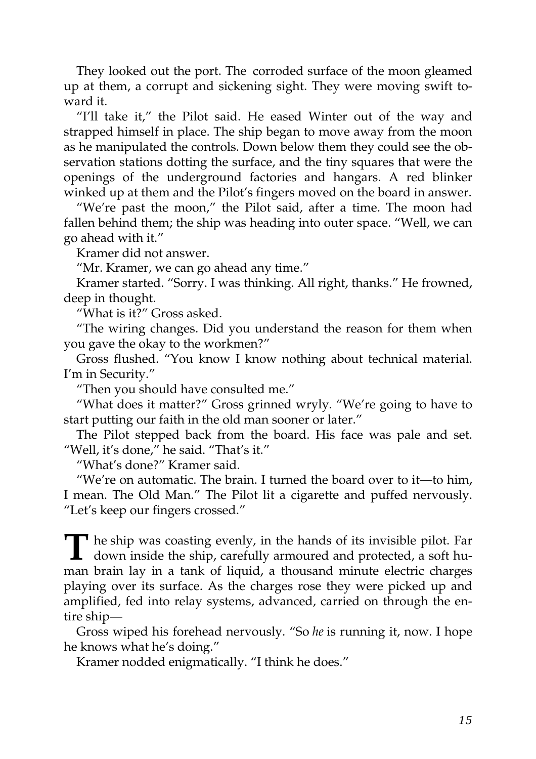They looked out the port. The corroded surface of the moon gleamed up at them, a corrupt and sickening sight. They were moving swift toward it.

"I'll take it," the Pilot said. He eased Winter out of the way and strapped himself in place. The ship began to move away from the moon as he manipulated the controls. Down below them they could see the observation stations dotting the surface, and the tiny squares that were the openings of the underground factories and hangars. A red blinker winked up at them and the Pilot's fingers moved on the board in answer.

"We're past the moon," the Pilot said, after a time. The moon had fallen behind them; the ship was heading into outer space. "Well, we can go ahead with it."

Kramer did not answer.

"Mr. Kramer, we can go ahead any time."

Kramer started. "Sorry. I was thinking. All right, thanks." He frowned, deep in thought.

"What is it?" Gross asked.

"The wiring changes. Did you understand the reason for them when you gave the okay to the workmen?"

Gross flushed. "You know I know nothing about technical material. I'm in Security."

"Then you should have consulted me."

"What does it matter?" Gross grinned wryly. "We're going to have to start putting our faith in the old man sooner or later."

The Pilot stepped back from the board. His face was pale and set. "Well, it's done," he said. "That's it."

"What's done?" Kramer said.

"We're on automatic. The brain. I turned the board over to it—to him, I mean. The Old Man." The Pilot lit a cigarette and puffed nervously. "Let's keep our fingers crossed."

The ship was coasting evenly, in the hands of its invisible pilot. Far down inside the ship, carefully armoured and protected, a soft human brain lay in a tank of liquid, a thousand minute electric charges playing over its surface. As the charges rose they were picked up and amplified, fed into relay systems, advanced, carried on through the entire ship—

Gross wiped his forehead nervously. "So *he* is running it, now. I hope he knows what he's doing."

Kramer nodded enigmatically. "I think he does."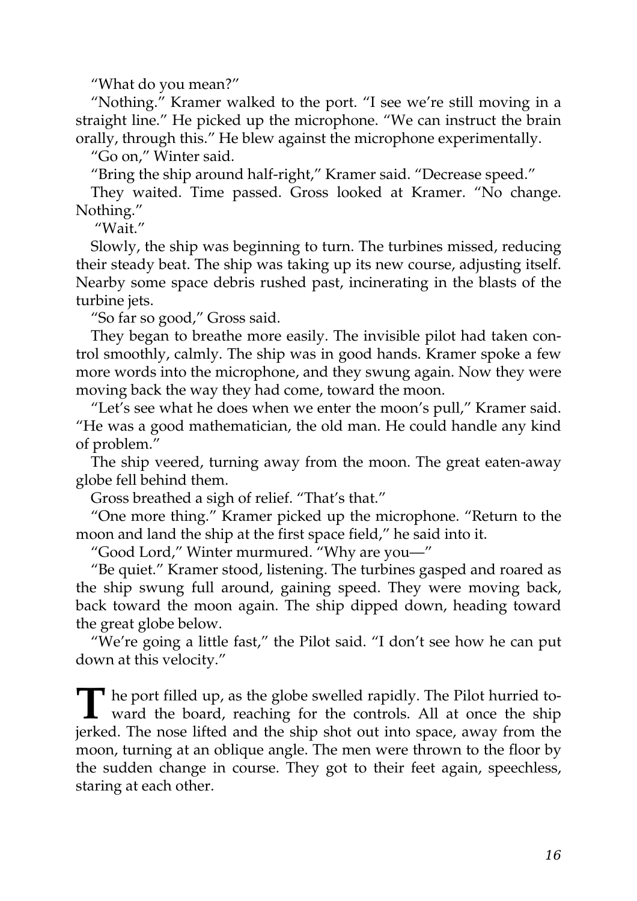"What do you mean?"

"Nothing." Kramer walked to the port. "I see we're still moving in a straight line." He picked up the microphone. "We can instruct the brain orally, through this." He blew against the microphone experimentally.

"Go on," Winter said.

"Bring the ship around half-right," Kramer said. "Decrease speed."

They waited. Time passed. Gross looked at Kramer. "No change. Nothing."

"Wait."

Slowly, the ship was beginning to turn. The turbines missed, reducing their steady beat. The ship was taking up its new course, adjusting itself. Nearby some space debris rushed past, incinerating in the blasts of the turbine jets.

"So far so good," Gross said.

They began to breathe more easily. The invisible pilot had taken control smoothly, calmly. The ship was in good hands. Kramer spoke a few more words into the microphone, and they swung again. Now they were moving back the way they had come, toward the moon.

"Let's see what he does when we enter the moon's pull," Kramer said. "He was a good mathematician, the old man. He could handle any kind of problem."

The ship veered, turning away from the moon. The great eaten-away globe fell behind them.

Gross breathed a sigh of relief. "That's that."

"One more thing." Kramer picked up the microphone. "Return to the moon and land the ship at the first space field," he said into it.

"Good Lord," Winter murmured. "Why are you—"

"Be quiet." Kramer stood, listening. The turbines gasped and roared as the ship swung full around, gaining speed. They were moving back, back toward the moon again. The ship dipped down, heading toward the great globe below.

"We're going a little fast," the Pilot said. "I don't see how he can put down at this velocity."

The port filled up, as the globe swelled rapidly. The Pilot hurried toward the board, reaching for the controls. All at once the ship jerked. The nose lifted and the ship shot out into space, away from the moon, turning at an oblique angle. The men were thrown to the floor by the sudden change in course. They got to their feet again, speechless, staring at each other.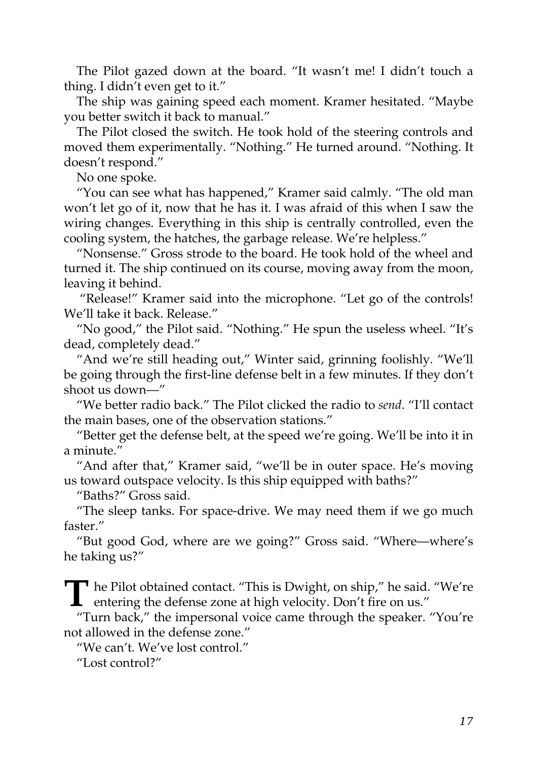The Pilot gazed down at the board. "It wasn't me! I didn't touch a thing. I didn't even get to it."

The ship was gaining speed each moment. Kramer hesitated. "Maybe you better switch it back to manual."

The Pilot closed the switch. He took hold of the steering controls and moved them experimentally. "Nothing." He turned around. "Nothing. It doesn't respond."

No one spoke.

"You can see what has happened," Kramer said calmly. "The old man won't let go of it, now that he has it. I was afraid of this when I saw the wiring changes. Everything in this ship is centrally controlled, even the cooling system, the hatches, the garbage release. We're helpless."

"Nonsense." Gross strode to the board. He took hold of the wheel and turned it. The ship continued on its course, moving away from the moon, leaving it behind.

"Release!" Kramer said into the microphone. "Let go of the controls! We'll take it back. Release."

"No good," the Pilot said. "Nothing." He spun the useless wheel. "It's dead, completely dead."

"And we're still heading out," Winter said, grinning foolishly. "We'll be going through the first-line defense belt in a few minutes. If they don't shoot us down—"

"We better radio back." The Pilot clicked the radio to *send*. "I'll contact the main bases, one of the observation stations."

"Better get the defense belt, at the speed we're going. We'll be into it in a minute."

"And after that," Kramer said, "we'll be in outer space. He's moving us toward outspace velocity. Is this ship equipped with baths?"

"Baths?" Gross said.

"The sleep tanks. For space-drive. We may need them if we go much faster."

"But good God, where are we going?" Gross said. "Where—where's he taking us?"

The Pilot obtained contact. "This is Dwight, on ship," he said. "We're entering the defense zone at high velocity. Don't fire on us."

"Turn back," the impersonal voice came through the speaker. "You're not allowed in the defense zone."

"We can't. We've lost control."

"Lost control?"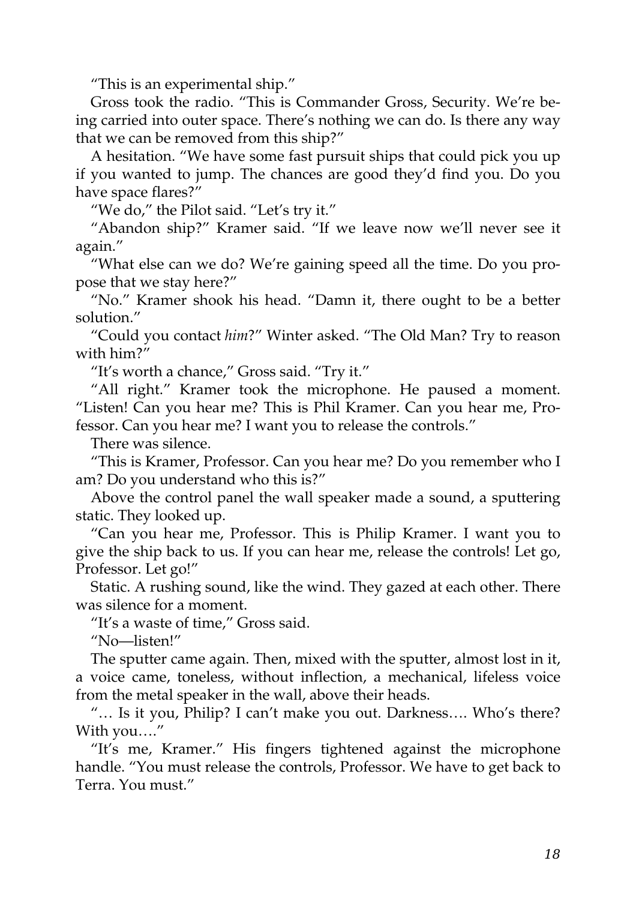"This is an experimental ship."

Gross took the radio. "This is Commander Gross, Security. We're being carried into outer space. There's nothing we can do. Is there any way that we can be removed from this ship?"

A hesitation. "We have some fast pursuit ships that could pick you up if you wanted to jump. The chances are good they'd find you. Do you have space flares?"

"We do," the Pilot said. "Let's try it."

"Abandon ship?" Kramer said. "If we leave now we'll never see it again."

"What else can we do? We're gaining speed all the time. Do you propose that we stay here?"

"No." Kramer shook his head. "Damn it, there ought to be a better solution."

"Could you contact *him*?" Winter asked. "The Old Man? Try to reason with him?"

"It's worth a chance," Gross said. "Try it."

"All right." Kramer took the microphone. He paused a moment. "Listen! Can you hear me? This is Phil Kramer. Can you hear me, Professor. Can you hear me? I want you to release the controls."

There was silence.

"This is Kramer, Professor. Can you hear me? Do you remember who I am? Do you understand who this is?"

Above the control panel the wall speaker made a sound, a sputtering static. They looked up.

"Can you hear me, Professor. This is Philip Kramer. I want you to give the ship back to us. If you can hear me, release the controls! Let go, Professor. Let go!"

Static. A rushing sound, like the wind. They gazed at each other. There was silence for a moment.

"It's a waste of time," Gross said.

"No—listen!"

The sputter came again. Then, mixed with the sputter, almost lost in it, a voice came, toneless, without inflection, a mechanical, lifeless voice from the metal speaker in the wall, above their heads.

"… Is it you, Philip? I can't make you out. Darkness…. Who's there? With you…."

"It's me, Kramer." His fingers tightened against the microphone handle. "You must release the controls, Professor. We have to get back to Terra. You must."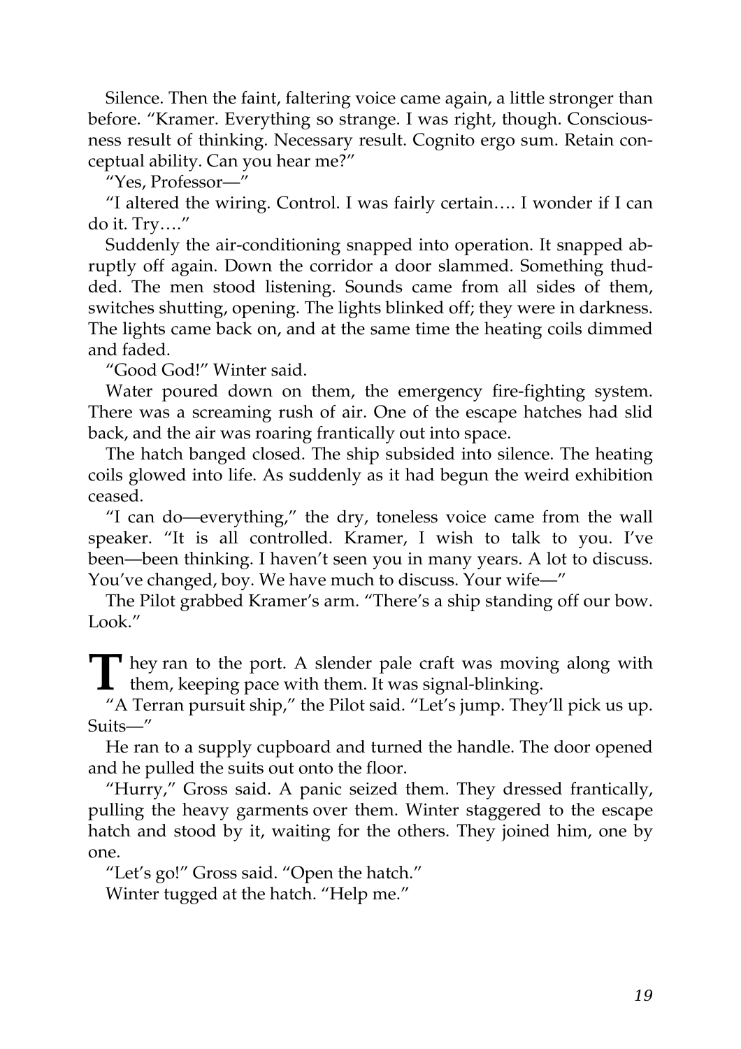Silence. Then the faint, faltering voice came again, a little stronger than before. “Kramer. Everything so strange. I was right, though. Consciousness result of thinking. Necessary result. Cognito ergo sum. Retain conceptual ability. Can you hear me?”

“Yes, Professor—”

“I altered the wiring. Control. I was fairly certain…. I wonder if I can do it. Try….”

Suddenly the air-conditioning snapped into operation. It snapped abruptly off again. Down the corridor a door slammed. Something thudded. The men stood listening. Sounds came from all sides of them, switches shutting, opening. The lights blinked off; they were in darkness. The lights came back on, and at the same time the heating coils dimmed and faded.

“Good God!” Winter said.

Water poured down on them, the emergency fire-fighting system. There was a screaming rush of air. One of the escape hatches had slid back, and the air was roaring frantically out into space.

The hatch banged closed. The ship subsided into silence. The heating coils glowed into life. As suddenly as it had begun the weird exhibition ceased.

“I can do—everything,” the dry, toneless voice came from the wall speaker. “It is all controlled. Kramer, I wish to talk to you. I’ve been—been thinking. I haven’t seen you in many years. A lot to discuss. You’ve changed, boy. We have much to discuss. Your wife—”

The Pilot grabbed Kramer’s arm. “There’s a ship standing off our bow. Look.”

They ran to the port. A slender pale craft was moving along with them, keeping pace with them. It was signal-blinking.

“A Terran pursuit ship,” the Pilot said. “Let’s jump. They’ll pick us up. Suits—”

He ran to a supply cupboard and turned the handle. The door opened and he pulled the suits out onto the floor.

“Hurry,” Gross said. A panic seized them. They dressed frantically, pulling the heavy garments over them. Winter staggered to the escape hatch and stood by it, waiting for the others. They joined him, one by one.

“Let’s go!” Gross said. “Open the hatch.”

Winter tugged at the hatch. “Help me.”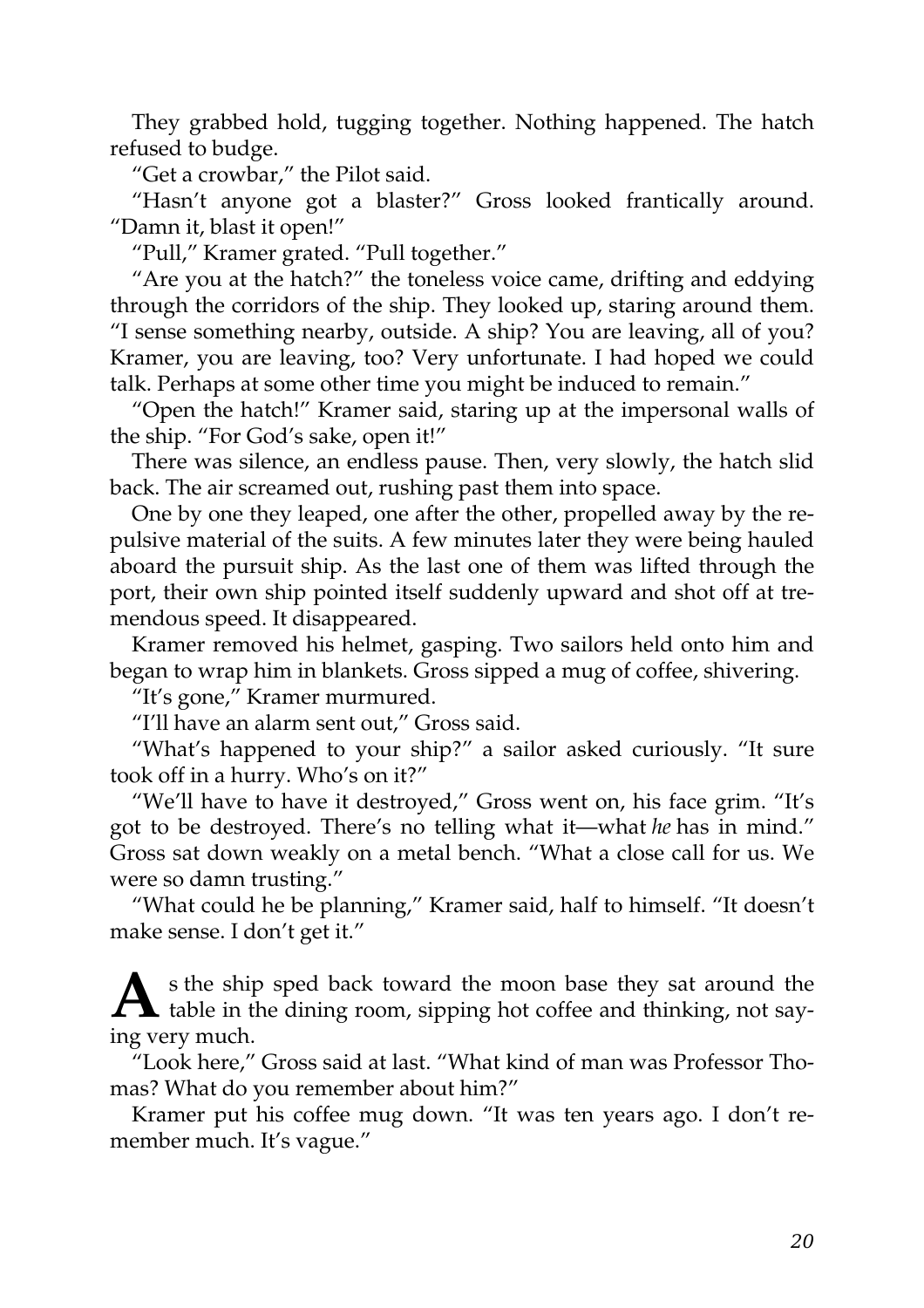They grabbed hold, tugging together. Nothing happened. The hatch refused to budge.

"Get a crowbar," the Pilot said.

"Hasn't anyone got a blaster?" Gross looked frantically around. "Damn it, blast it open!"

"Pull," Kramer grated. "Pull together."

"Are you at the hatch?" the toneless voice came, drifting and eddying through the corridors of the ship. They looked up, staring around them. "I sense something nearby, outside. A ship? You are leaving, all of you? Kramer, you are leaving, too? Very unfortunate. I had hoped we could talk. Perhaps at some other time you might be induced to remain."

"Open the hatch!" Kramer said, staring up at the impersonal walls of the ship. "For God's sake, open it!"

There was silence, an endless pause. Then, very slowly, the hatch slid back. The air screamed out, rushing past them into space.

One by one they leaped, one after the other, propelled away by the repulsive material of the suits. A few minutes later they were being hauled aboard the pursuit ship. As the last one of them was lifted through the port, their own ship pointed itself suddenly upward and shot off at tremendous speed. It disappeared.

Kramer removed his helmet, gasping. Two sailors held onto him and began to wrap him in blankets. Gross sipped a mug of coffee, shivering.

"It's gone," Kramer murmured.

"I'll have an alarm sent out," Gross said.

"What's happened to your ship?" a sailor asked curiously. "It sure took off in a hurry. Who's on it?"

"We'll have to have it destroyed," Gross went on, his face grim. "It's got to be destroyed. There's no telling what it—what *he* has in mind." Gross sat down weakly on a metal bench. "What a close call for us. We were so damn trusting."

"What could he be planning," Kramer said, half to himself. "It doesn't make sense. I don't get it."

As the ship sped back toward the moon base they sat around the table in the dining room, sipping hot coffee and thinking, not saying very much.

"Look here," Gross said at last. "What kind of man was Professor Thomas? What do you remember about him?"

Kramer put his coffee mug down. "It was ten years ago. I don't remember much. It's vague."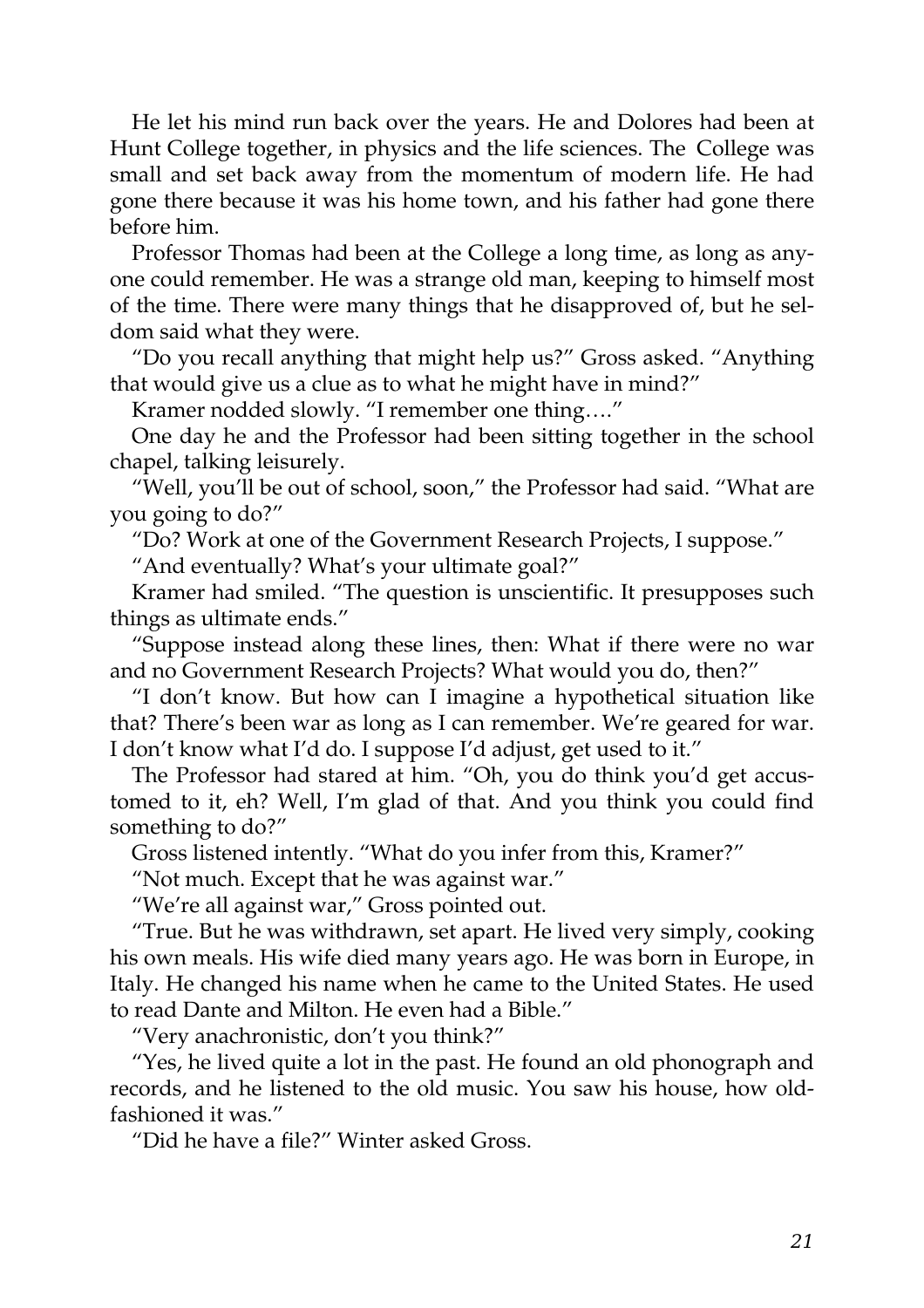He let his mind run back over the years. He and Dolores had been at Hunt College together, in physics and the life sciences. The College was small and set back away from the momentum of modern life. He had gone there because it was his home town, and his father had gone there before him.

Professor Thomas had been at the College a long time, as long as anyone could remember. He was a strange old man, keeping to himself most of the time. There were many things that he disapproved of, but he seldom said what they were.

"Do you recall anything that might help us?" Gross asked. "Anything that would give us a clue as to what he might have in mind?"

Kramer nodded slowly. "I remember one thing…."

One day he and the Professor had been sitting together in the school chapel, talking leisurely.

"Well, you'll be out of school, soon," the Professor had said. "What are you going to do?"

"Do? Work at one of the Government Research Projects, I suppose."

"And eventually? What's your ultimate goal?"

Kramer had smiled. "The question is unscientific. It presupposes such things as ultimate ends."

"Suppose instead along these lines, then: What if there were no war and no Government Research Projects? What would you do, then?"

"I don't know. But how can I imagine a hypothetical situation like that? There's been war as long as I can remember. We're geared for war. I don't know what I'd do. I suppose I'd adjust, get used to it."

The Professor had stared at him. "Oh, you do think you'd get accustomed to it, eh? Well, I'm glad of that. And you think you could find something to do?"

Gross listened intently. "What do you infer from this, Kramer?"

"Not much. Except that he was against war."

"We're all against war," Gross pointed out.

"True. But he was withdrawn, set apart. He lived very simply, cooking his own meals. His wife died many years ago. He was born in Europe, in Italy. He changed his name when he came to the United States. He used to read Dante and Milton. He even had a Bible."

"Very anachronistic, don't you think?"

"Yes, he lived quite a lot in the past. He found an old phonograph and records, and he listened to the old music. You saw his house, how old-fashioned it was."

"Did he have a file?" Winter asked Gross.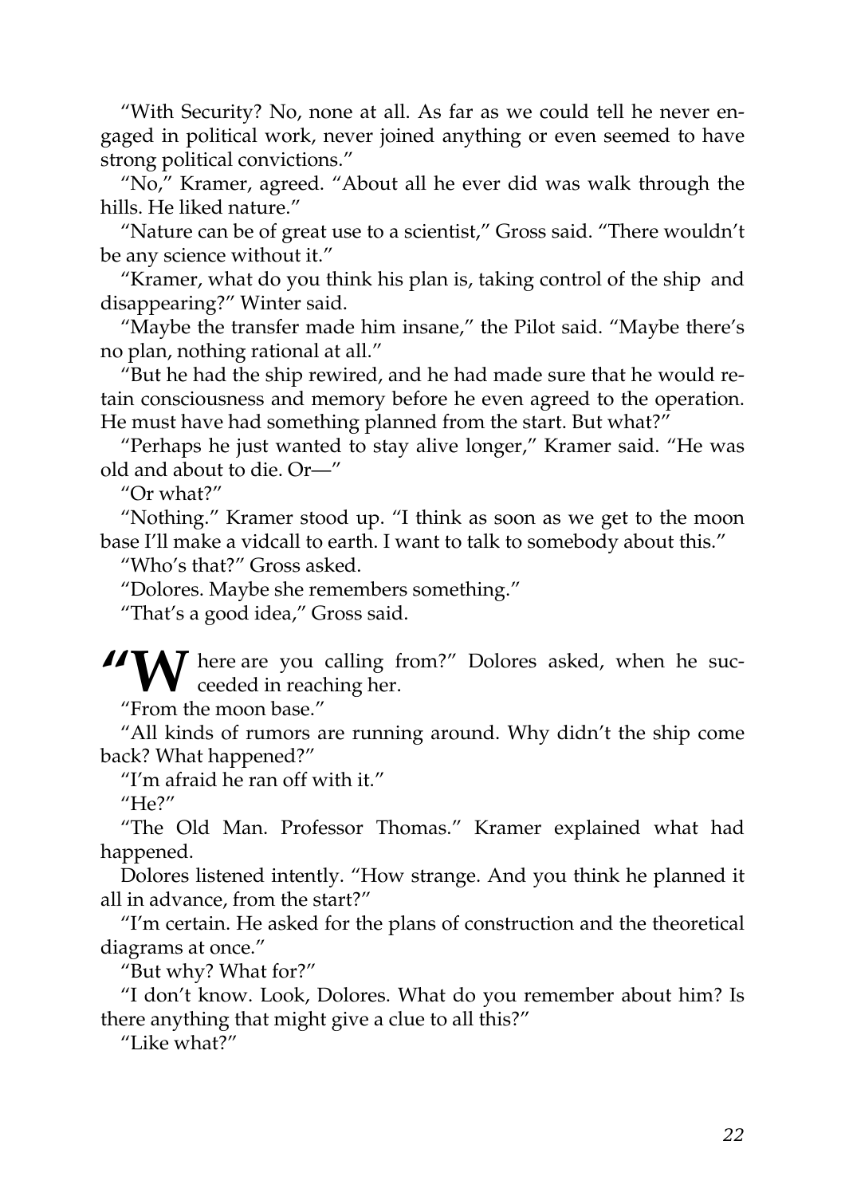"With Security? No, none at all. As far as we could tell he never engaged in political work, never joined anything or even seemed to have strong political convictions."

"No," Kramer, agreed. "About all he ever did was walk through the hills. He liked nature."

"Nature can be of great use to a scientist," Gross said. "There wouldn't be any science without it."

"Kramer, what do you think his plan is, taking control of the ship and disappearing?" Winter said.

"Maybe the transfer made him insane," the Pilot said. "Maybe there's no plan, nothing rational at all."

"But he had the ship rewired, and he had made sure that he would retain consciousness and memory before he even agreed to the operation. He must have had something planned from the start. But what?"

"Perhaps he just wanted to stay alive longer," Kramer said. "He was old and about to die. Or—"

"Or what?"

"Nothing." Kramer stood up. "I think as soon as we get to the moon base I'll make a vidcall to earth. I want to talk to somebody about this."

"Who's that?" Gross asked.

"Dolores. Maybe she remembers something."

"That's a good idea," Gross said.

"Where are you calling from?" Dolores asked, when he succeeded in reaching her.

"From the moon base."

"All kinds of rumors are running around. Why didn't the ship come back? What happened?"

"I'm afraid he ran off with it."

"He?"

"The Old Man. Professor Thomas." Kramer explained what had happened.

Dolores listened intently. "How strange. And you think he planned it all in advance, from the start?"

"I'm certain. He asked for the plans of construction and the theoretical diagrams at once."

"But why? What for?"

"I don't know. Look, Dolores. What do you remember about him? Is there anything that might give a clue to all this?"

"Like what?"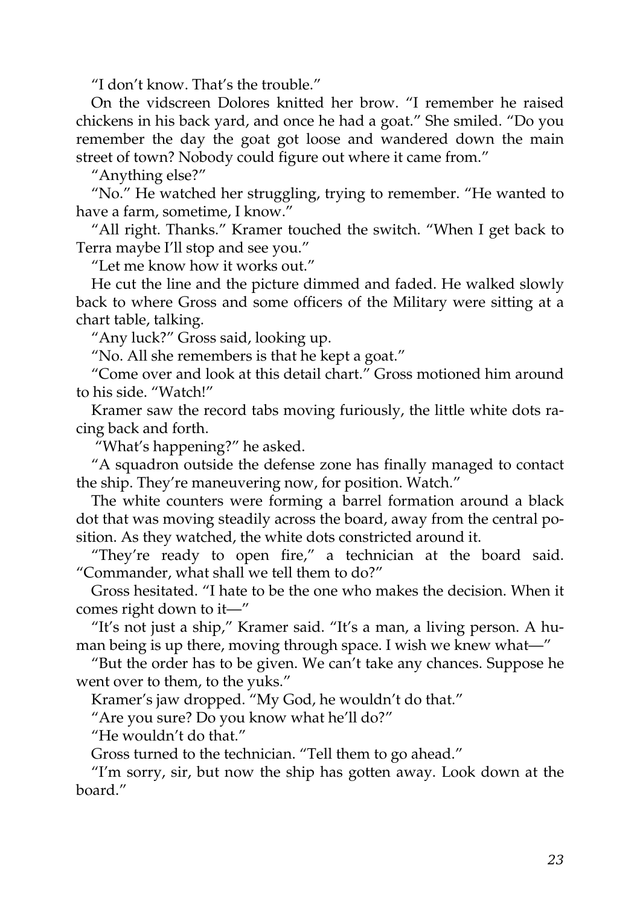"I don't know. That's the trouble."

On the vidscreen Dolores knitted her brow. "I remember he raised chickens in his back yard, and once he had a goat." She smiled. "Do you remember the day the goat got loose and wandered down the main street of town? Nobody could figure out where it came from."

"Anything else?"

"No." He watched her struggling, trying to remember. "He wanted to have a farm, sometime, I know."

"All right. Thanks." Kramer touched the switch. "When I get back to Terra maybe I'll stop and see you."

"Let me know how it works out."

He cut the line and the picture dimmed and faded. He walked slowly back to where Gross and some officers of the Military were sitting at a chart table, talking.

"Any luck?" Gross said, looking up.

"No. All she remembers is that he kept a goat."

"Come over and look at this detail chart." Gross motioned him around to his side. "Watch!"

Kramer saw the record tabs moving furiously, the little white dots racing back and forth.

"What's happening?" he asked.

"A squadron outside the defense zone has finally managed to contact the ship. They're maneuvering now, for position. Watch."

The white counters were forming a barrel formation around a black dot that was moving steadily across the board, away from the central position. As they watched, the white dots constricted around it.

"They're ready to open fire," a technician at the board said. "Commander, what shall we tell them to do?"

Gross hesitated. "I hate to be the one who makes the decision. When it comes right down to it—"

"It's not just a ship," Kramer said. "It's a man, a living person. A human being is up there, moving through space. I wish we knew what—"

"But the order has to be given. We can't take any chances. Suppose he went over to them, to the yuks."

Kramer's jaw dropped. "My God, he wouldn't do that."

"Are you sure? Do you know what he'll do?"

"He wouldn't do that."

Gross turned to the technician. "Tell them to go ahead."

"I'm sorry, sir, but now the ship has gotten away. Look down at the board."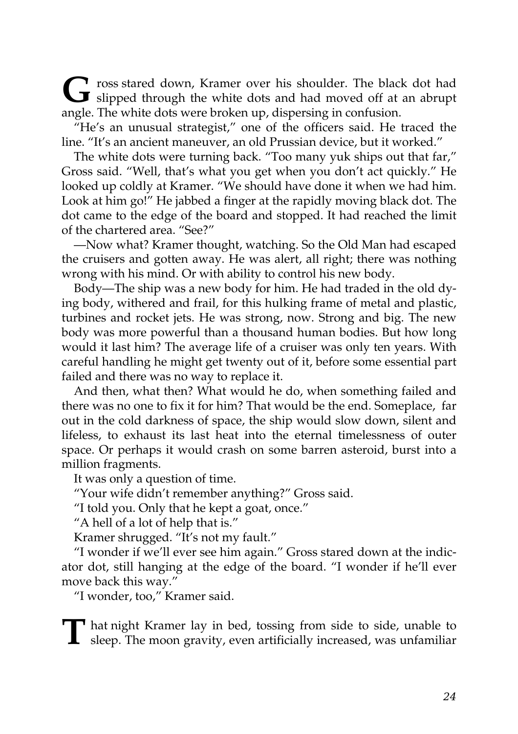Gross stared down, Kramer over his shoulder. The black dot had slipped through the white dots and had moved off at an abrupt angle. The white dots were broken up, dispersing in confusion.

"He's an unusual strategist," one of the officers said. He traced the line. "It's an ancient maneuver, an old Prussian device, but it worked."

The white dots were turning back. "Too many yuk ships out that far," Gross said. "Well, that's what you get when you don't act quickly." He looked up coldly at Kramer. "We should have done it when we had him. Look at him go!" He jabbed a finger at the rapidly moving black dot. The dot came to the edge of the board and stopped. It had reached the limit of the chartered area. "See?"

—Now what? Kramer thought, watching. So the Old Man had escaped the cruisers and gotten away. He was alert, all right; there was nothing wrong with his mind. Or with ability to control his new body.

Body—The ship was a new body for him. He had traded in the old dying body, withered and frail, for this hulking frame of metal and plastic, turbines and rocket jets. He was strong, now. Strong and big. The new body was more powerful than a thousand human bodies. But how long would it last him? The average life of a cruiser was only ten years. With careful handling he might get twenty out of it, before some essential part failed and there was no way to replace it.

And then, what then? What would he do, when something failed and there was no one to fix it for him? That would be the end. Someplace, far out in the cold darkness of space, the ship would slow down, silent and lifeless, to exhaust its last heat into the eternal timelessness of outer space. Or perhaps it would crash on some barren asteroid, burst into a million fragments.

It was only a question of time.

"Your wife didn't remember anything?" Gross said.

"I told you. Only that he kept a goat, once."

"A hell of a lot of help that is."

Kramer shrugged. "It's not my fault."

"I wonder if we'll ever see him again." Gross stared down at the indicator dot, still hanging at the edge of the board. "I wonder if he'll ever move back this way."

"I wonder, too," Kramer said.

That night Kramer lay in bed, tossing from side to side, unable to sleep. The moon gravity, even artificially increased, was unfamiliar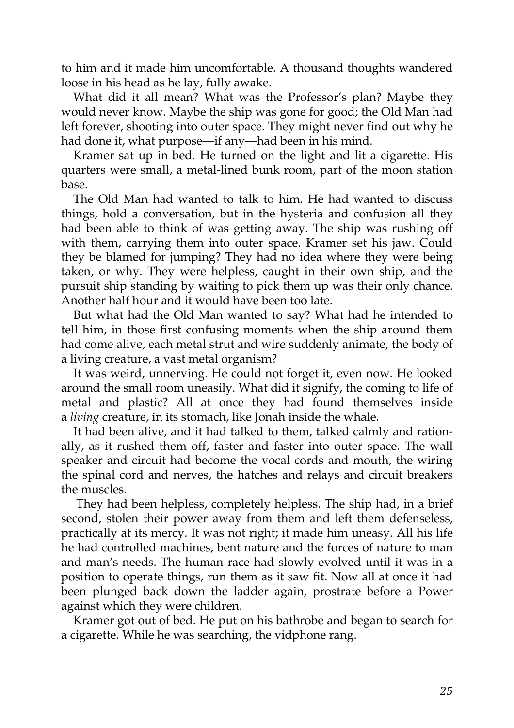to him and it made him uncomfortable. A thousand thoughts wandered loose in his head as he lay, fully awake.

What did it all mean? What was the Professor's plan? Maybe they would never know. Maybe the ship was gone for good; the Old Man had left forever, shooting into outer space. They might never find out why he had done it, what purpose—if any—had been in his mind.

Kramer sat up in bed. He turned on the light and lit a cigarette. His quarters were small, a metal-lined bunk room, part of the moon station base.

The Old Man had wanted to talk to him. He had wanted to discuss things, hold a conversation, but in the hysteria and confusion all they had been able to think of was getting away. The ship was rushing off with them, carrying them into outer space. Kramer set his jaw. Could they be blamed for jumping? They had no idea where they were being taken, or why. They were helpless, caught in their own ship, and the pursuit ship standing by waiting to pick them up was their only chance. Another half hour and it would have been too late.

But what had the Old Man wanted to say? What had he intended to tell him, in those first confusing moments when the ship around them had come alive, each metal strut and wire suddenly animate, the body of a living creature, a vast metal organism?

It was weird, unnerving. He could not forget it, even now. He looked around the small room uneasily. What did it signify, the coming to life of metal and plastic? All at once they had found themselves inside a *living* creature, in its stomach, like Jonah inside the whale.

It had been alive, and it had talked to them, talked calmly and rationally, as it rushed them off, faster and faster into outer space. The wall speaker and circuit had become the vocal cords and mouth, the wiring the spinal cord and nerves, the hatches and relays and circuit breakers the muscles.

They had been helpless, completely helpless. The ship had, in a brief second, stolen their power away from them and left them defenseless, practically at its mercy. It was not right; it made him uneasy. All his life he had controlled machines, bent nature and the forces of nature to man and man's needs. The human race had slowly evolved until it was in a position to operate things, run them as it saw fit. Now all at once it had been plunged back down the ladder again, prostrate before a Power against which they were children.

Kramer got out of bed. He put on his bathrobe and began to search for a cigarette. While he was searching, the vidphone rang.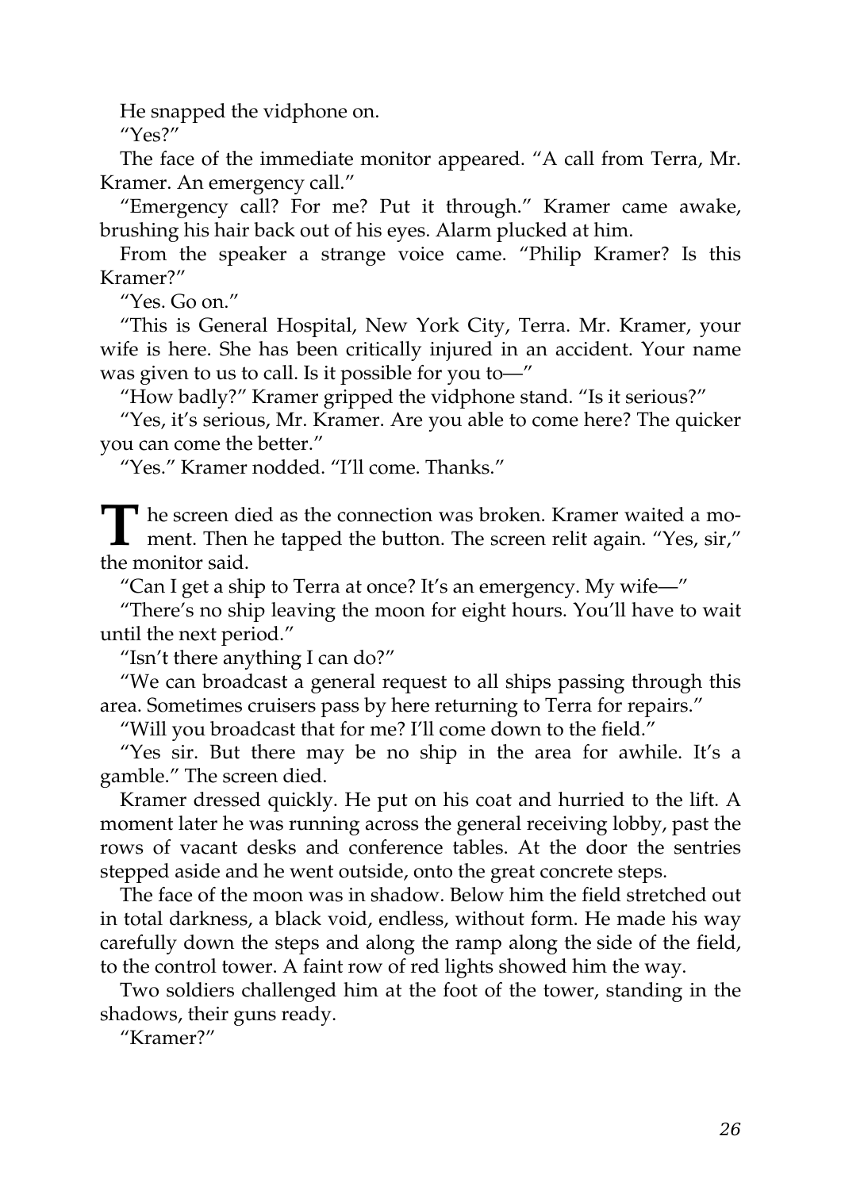He snapped the vidphone on.

"Yes?"

The face of the immediate monitor appeared. "A call from Terra, Mr. Kramer. An emergency call."

"Emergency call? For me? Put it through." Kramer came awake, brushing his hair back out of his eyes. Alarm plucked at him.

From the speaker a strange voice came. "Philip Kramer? Is this Kramer?"

"Yes. Go on."

"This is General Hospital, New York City, Terra. Mr. Kramer, your wife is here. She has been critically injured in an accident. Your name was given to us to call. Is it possible for you to—"

"How badly?" Kramer gripped the vidphone stand. "Is it serious?"

"Yes, it's serious, Mr. Kramer. Are you able to come here? The quicker you can come the better."

"Yes." Kramer nodded. "I'll come. Thanks."

The screen died as the connection was broken. Kramer waited a moment. Then he tapped the button. The screen relit again. "Yes, sir," the monitor said.

"Can I get a ship to Terra at once? It's an emergency. My wife—"

"There's no ship leaving the moon for eight hours. You'll have to wait until the next period."

"Isn't there anything I can do?"

"We can broadcast a general request to all ships passing through this area. Sometimes cruisers pass by here returning to Terra for repairs."

"Will you broadcast that for me? I'll come down to the field."

"Yes sir. But there may be no ship in the area for awhile. It's a gamble." The screen died.

Kramer dressed quickly. He put on his coat and hurried to the lift. A moment later he was running across the general receiving lobby, past the rows of vacant desks and conference tables. At the door the sentries stepped aside and he went outside, onto the great concrete steps.

The face of the moon was in shadow. Below him the field stretched out in total darkness, a black void, endless, without form. He made his way carefully down the steps and along the ramp along the side of the field, to the control tower. A faint row of red lights showed him the way.

Two soldiers challenged him at the foot of the tower, standing in the shadows, their guns ready.

"Kramer?"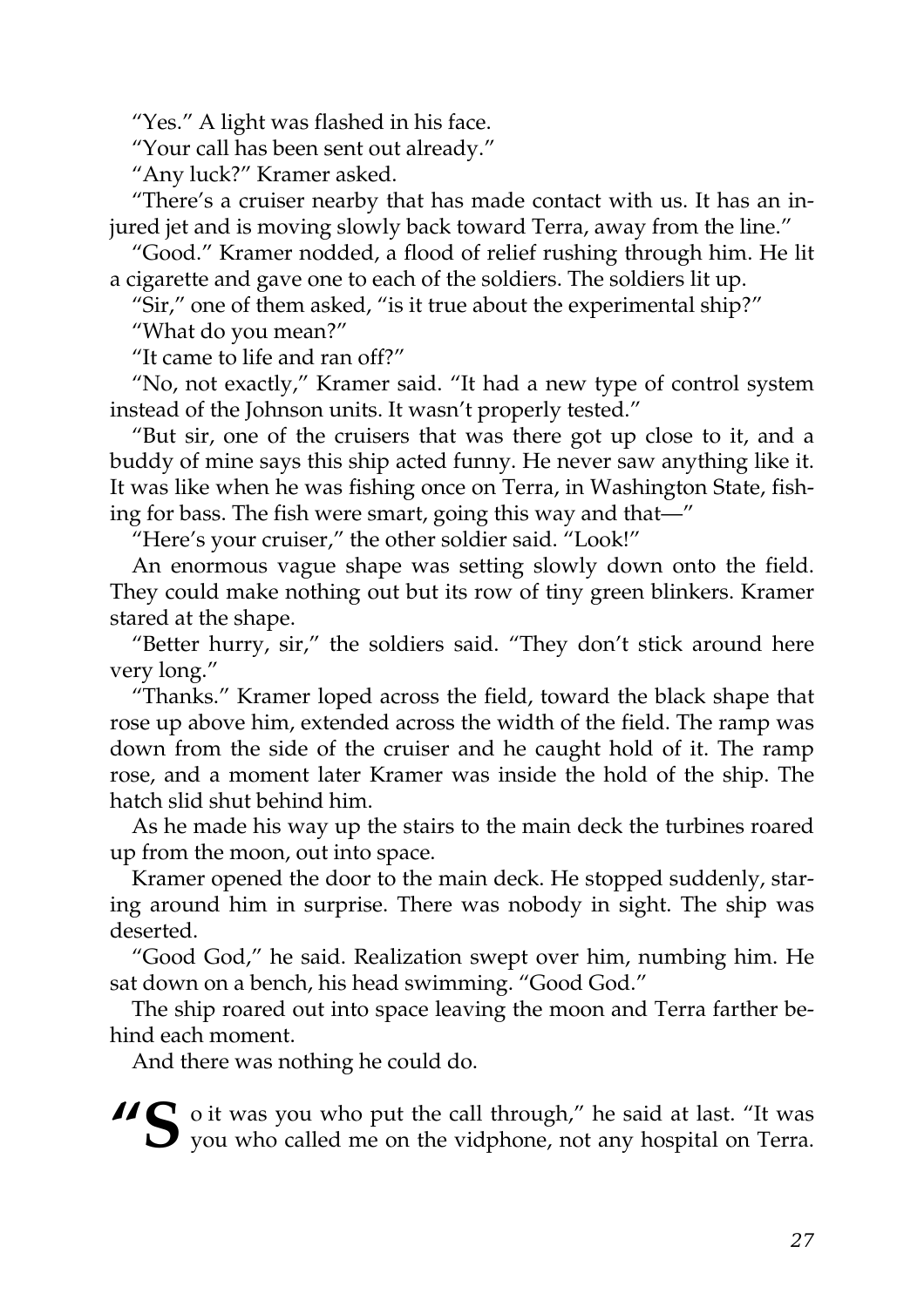"Yes." A light was flashed in his face.

"Your call has been sent out already."

"Any luck?" Kramer asked.

"There's a cruiser nearby that has made contact with us. It has an injured jet and is moving slowly back toward Terra, away from the line."

"Good." Kramer nodded, a flood of relief rushing through him. He lit a cigarette and gave one to each of the soldiers. The soldiers lit up.

"Sir," one of them asked, "is it true about the experimental ship?"

"What do you mean?"

"It came to life and ran off?"

"No, not exactly," Kramer said. "It had a new type of control system instead of the Johnson units. It wasn't properly tested."

"But sir, one of the cruisers that was there got up close to it, and a buddy of mine says this ship acted funny. He never saw anything like it. It was like when he was fishing once on Terra, in Washington State, fishing for bass. The fish were smart, going this way and that—"

"Here's your cruiser," the other soldier said. "Look!"

An enormous vague shape was setting slowly down onto the field. They could make nothing out but its row of tiny green blinkers. Kramer stared at the shape.

"Better hurry, sir," the soldiers said. "They don't stick around here very long."

"Thanks." Kramer loped across the field, toward the black shape that rose up above him, extended across the width of the field. The ramp was down from the side of the cruiser and he caught hold of it. The ramp rose, and a moment later Kramer was inside the hold of the ship. The hatch slid shut behind him.

As he made his way up the stairs to the main deck the turbines roared up from the moon, out into space.

Kramer opened the door to the main deck. He stopped suddenly, staring around him in surprise. There was nobody in sight. The ship was deserted.

"Good God," he said. Realization swept over him, numbing him. He sat down on a bench, his head swimming. "Good God."

The ship roared out into space leaving the moon and Terra farther behind each moment.

And there was nothing he could do.

"So it was you who put the call through," he said at last. "It was you who called me on the vidphone, not any hospital on Terra.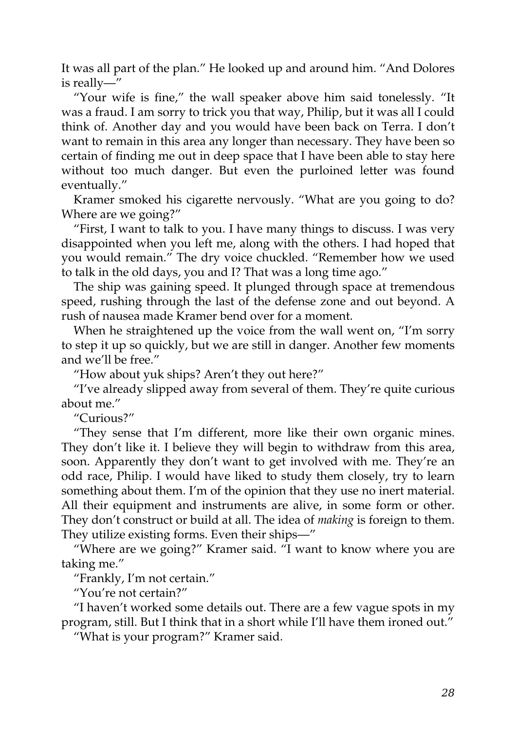It was all part of the plan." He looked up and around him. "And Dolores is really—"

"Your wife is fine," the wall speaker above him said tonelessly. "It was a fraud. I am sorry to trick you that way, Philip, but it was all I could think of. Another day and you would have been back on Terra. I don't want to remain in this area any longer than necessary. They have been so certain of finding me out in deep space that I have been able to stay here without too much danger. But even the purloined letter was found eventually."

Kramer smoked his cigarette nervously. "What are you going to do? Where are we going?"

"First, I want to talk to you. I have many things to discuss. I was very disappointed when you left me, along with the others. I had hoped that you would remain." The dry voice chuckled. "Remember how we used to talk in the old days, you and I? That was a long time ago."

The ship was gaining speed. It plunged through space at tremendous speed, rushing through the last of the defense zone and out beyond. A rush of nausea made Kramer bend over for a moment.

When he straightened up the voice from the wall went on, "I'm sorry to step it up so quickly, but we are still in danger. Another few moments and we'll be free."

"How about yuk ships? Aren't they out here?"

"I've already slipped away from several of them. They're quite curious about me."

"Curious?"

"They sense that I'm different, more like their own organic mines. They don't like it. I believe they will begin to withdraw from this area, soon. Apparently they don't want to get involved with me. They're an odd race, Philip. I would have liked to study them closely, try to learn something about them. I'm of the opinion that they use no inert material. All their equipment and instruments are alive, in some form or other. They don't construct or build at all. The idea of *making* is foreign to them. They utilize existing forms. Even their ships—"

"Where are we going?" Kramer said. "I want to know where you are taking me."

"Frankly, I'm not certain."

"You're not certain?"

"I haven't worked some details out. There are a few vague spots in my program, still. But I think that in a short while I'll have them ironed out."

"What is your program?" Kramer said.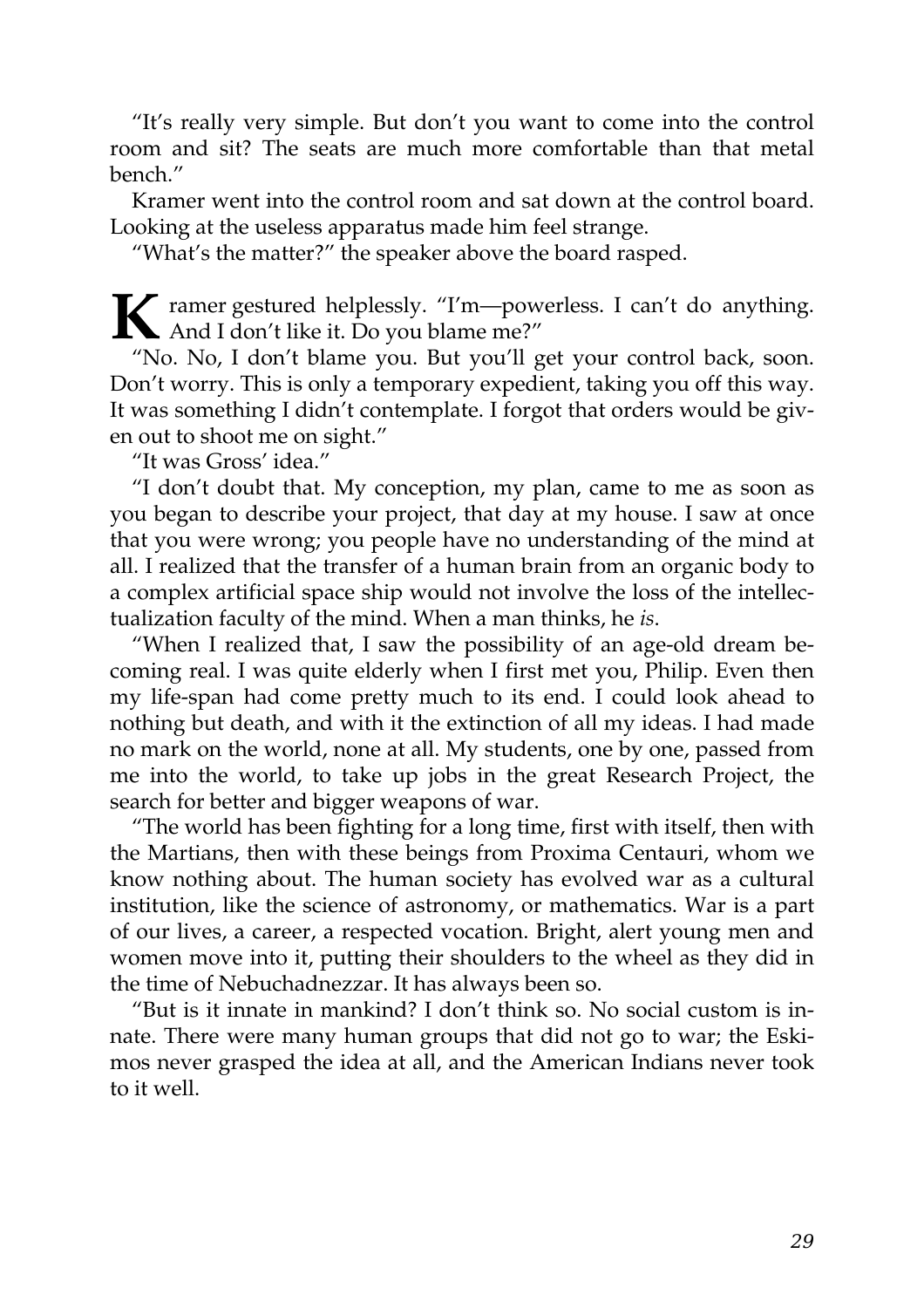"It's really very simple. But don't you want to come into the control room and sit? The seats are much more comfortable than that metal bench."

Kramer went into the control room and sat down at the control board. Looking at the useless apparatus made him feel strange.

"What's the matter?" the speaker above the board rasped.

Kramer gestured helplessly. "I'm—powerless. I can't do anything. And I don't like it. Do you blame me?"

"No. No, I don't blame you. But you'll get your control back, soon. Don't worry. This is only a temporary expedient, taking you off this way. It was something I didn't contemplate. I forgot that orders would be given out to shoot me on sight."

"It was Gross' idea."

"I don't doubt that. My conception, my plan, came to me as soon as you began to describe your project, that day at my house. I saw at once that you were wrong; you people have no understanding of the mind at all. I realized that the transfer of a human brain from an organic body to a complex artificial space ship would not involve the loss of the intellectualization faculty of the mind. When a man thinks, he *is*.

"When I realized that, I saw the possibility of an age-old dream becoming real. I was quite elderly when I first met you, Philip. Even then my life-span had come pretty much to its end. I could look ahead to nothing but death, and with it the extinction of all my ideas. I had made no mark on the world, none at all. My students, one by one, passed from me into the world, to take up jobs in the great Research Project, the search for better and bigger weapons of war.

"The world has been fighting for a long time, first with itself, then with the Martians, then with these beings from Proxima Centauri, whom we know nothing about. The human society has evolved war as a cultural institution, like the science of astronomy, or mathematics. War is a part of our lives, a career, a respected vocation. Bright, alert young men and women move into it, putting their shoulders to the wheel as they did in the time of Nebuchadnezzar. It has always been so.

"But is it innate in mankind? I don't think so. No social custom is innate. There were many human groups that did not go to war; the Eskimos never grasped the idea at all, and the American Indians never took to it well.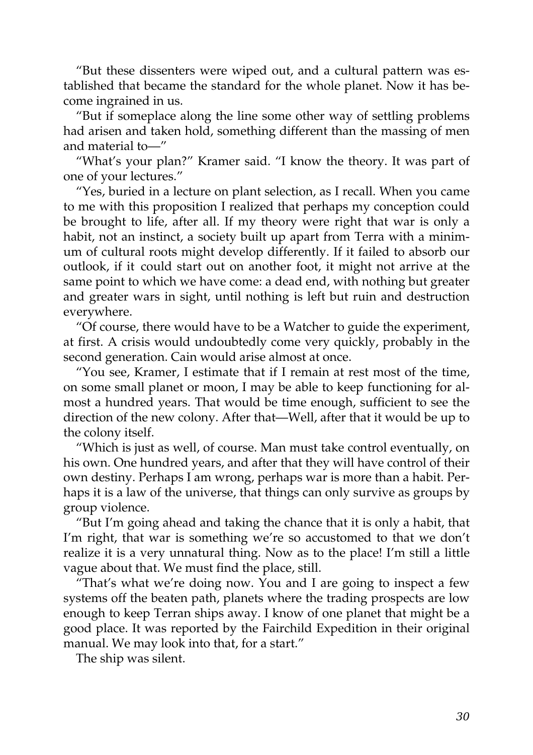"But these dissenters were wiped out, and a cultural pattern was established that became the standard for the whole planet. Now it has become ingrained in us.

"But if someplace along the line some other way of settling problems had arisen and taken hold, something different than the massing of men and material to—"

"What's your plan?" Kramer said. "I know the theory. It was part of one of your lectures."

"Yes, buried in a lecture on plant selection, as I recall. When you came to me with this proposition I realized that perhaps my conception could be brought to life, after all. If my theory were right that war is only a habit, not an instinct, a society built up apart from Terra with a minimum of cultural roots might develop differently. If it failed to absorb our outlook, if it could start out on another foot, it might not arrive at the same point to which we have come: a dead end, with nothing but greater and greater wars in sight, until nothing is left but ruin and destruction everywhere.

"Of course, there would have to be a Watcher to guide the experiment, at first. A crisis would undoubtedly come very quickly, probably in the second generation. Cain would arise almost at once.

"You see, Kramer, I estimate that if I remain at rest most of the time, on some small planet or moon, I may be able to keep functioning for almost a hundred years. That would be time enough, sufficient to see the direction of the new colony. After that—Well, after that it would be up to the colony itself.

"Which is just as well, of course. Man must take control eventually, on his own. One hundred years, and after that they will have control of their own destiny. Perhaps I am wrong, perhaps war is more than a habit. Perhaps it is a law of the universe, that things can only survive as groups by group violence.

"But I'm going ahead and taking the chance that it is only a habit, that I'm right, that war is something we're so accustomed to that we don't realize it is a very unnatural thing. Now as to the place! I'm still a little vague about that. We must find the place, still.

"That's what we're doing now. You and I are going to inspect a few systems off the beaten path, planets where the trading prospects are low enough to keep Terran ships away. I know of one planet that might be a good place. It was reported by the Fairchild Expedition in their original manual. We may look into that, for a start."

The ship was silent.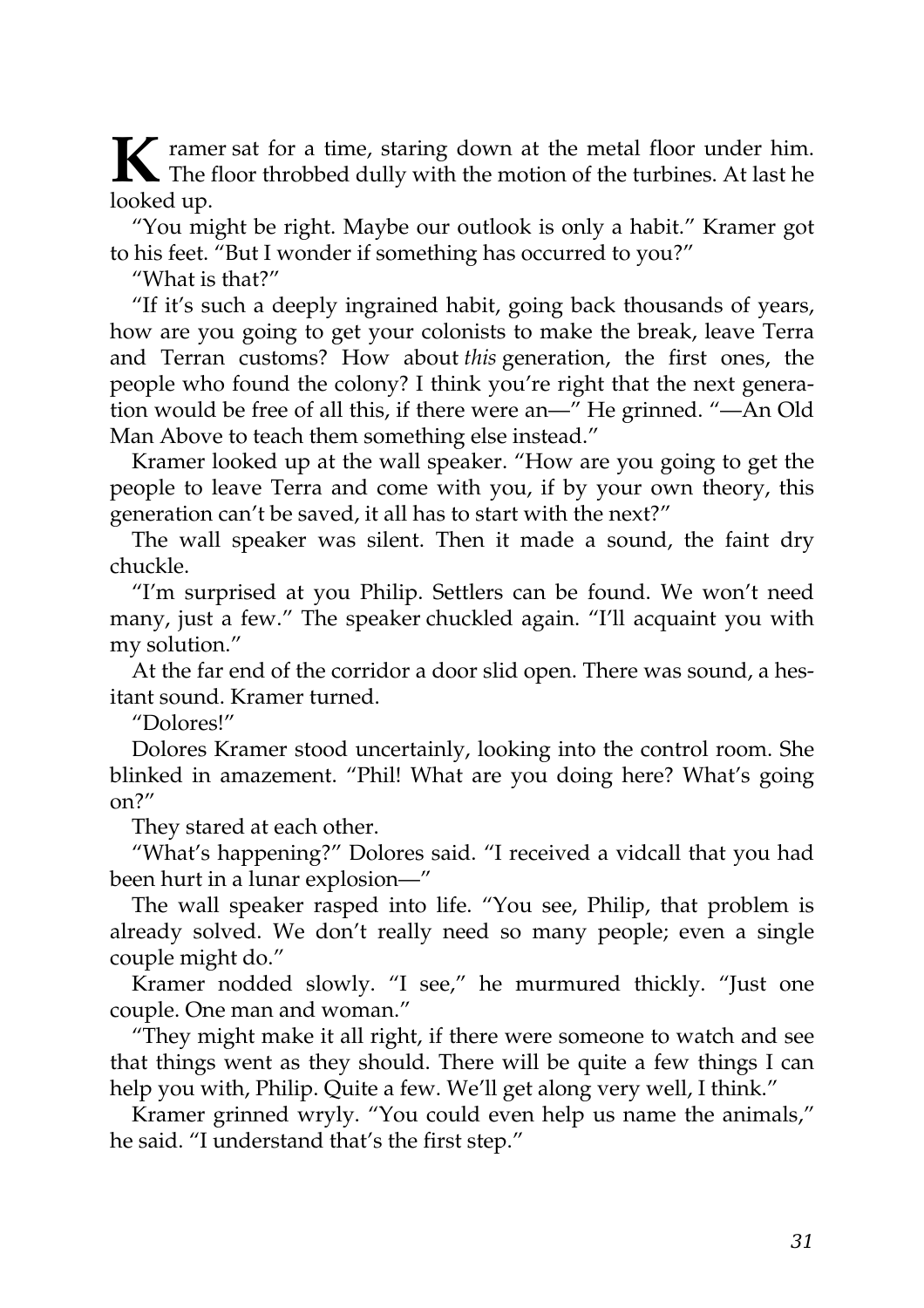Kramer sat for a time, staring down at the metal floor under him. The floor throbbed dully with the motion of the turbines. At last he looked up.

"You might be right. Maybe our outlook is only a habit." Kramer got to his feet. "But I wonder if something has occurred to you?"

"What is that?"

"If it's such a deeply ingrained habit, going back thousands of years, how are you going to get your colonists to make the break, leave Terra and Terran customs? How about *this* generation, the first ones, the people who found the colony? I think you're right that the next generation would be free of all this, if there were an—" He grinned. "—An Old Man Above to teach them something else instead."

Kramer looked up at the wall speaker. "How are you going to get the people to leave Terra and come with you, if by your own theory, this generation can't be saved, it all has to start with the next?"

The wall speaker was silent. Then it made a sound, the faint dry chuckle.

"I'm surprised at you Philip. Settlers can be found. We won't need many, just a few." The speaker chuckled again. "I'll acquaint you with my solution."

At the far end of the corridor a door slid open. There was sound, a hesitant sound. Kramer turned.

"Dolores!"

Dolores Kramer stood uncertainly, looking into the control room. She blinked in amazement. "Phil! What are you doing here? What's going on?"

They stared at each other.

"What's happening?" Dolores said. "I received a vidcall that you had been hurt in a lunar explosion—"

The wall speaker rasped into life. "You see, Philip, that problem is already solved. We don't really need so many people; even a single couple might do."

Kramer nodded slowly. "I see," he murmured thickly. "Just one couple. One man and woman."

"They might make it all right, if there were someone to watch and see that things went as they should. There will be quite a few things I can help you with, Philip. Quite a few. We'll get along very well, I think."

Kramer grinned wryly. "You could even help us name the animals," he said. "I understand that's the first step."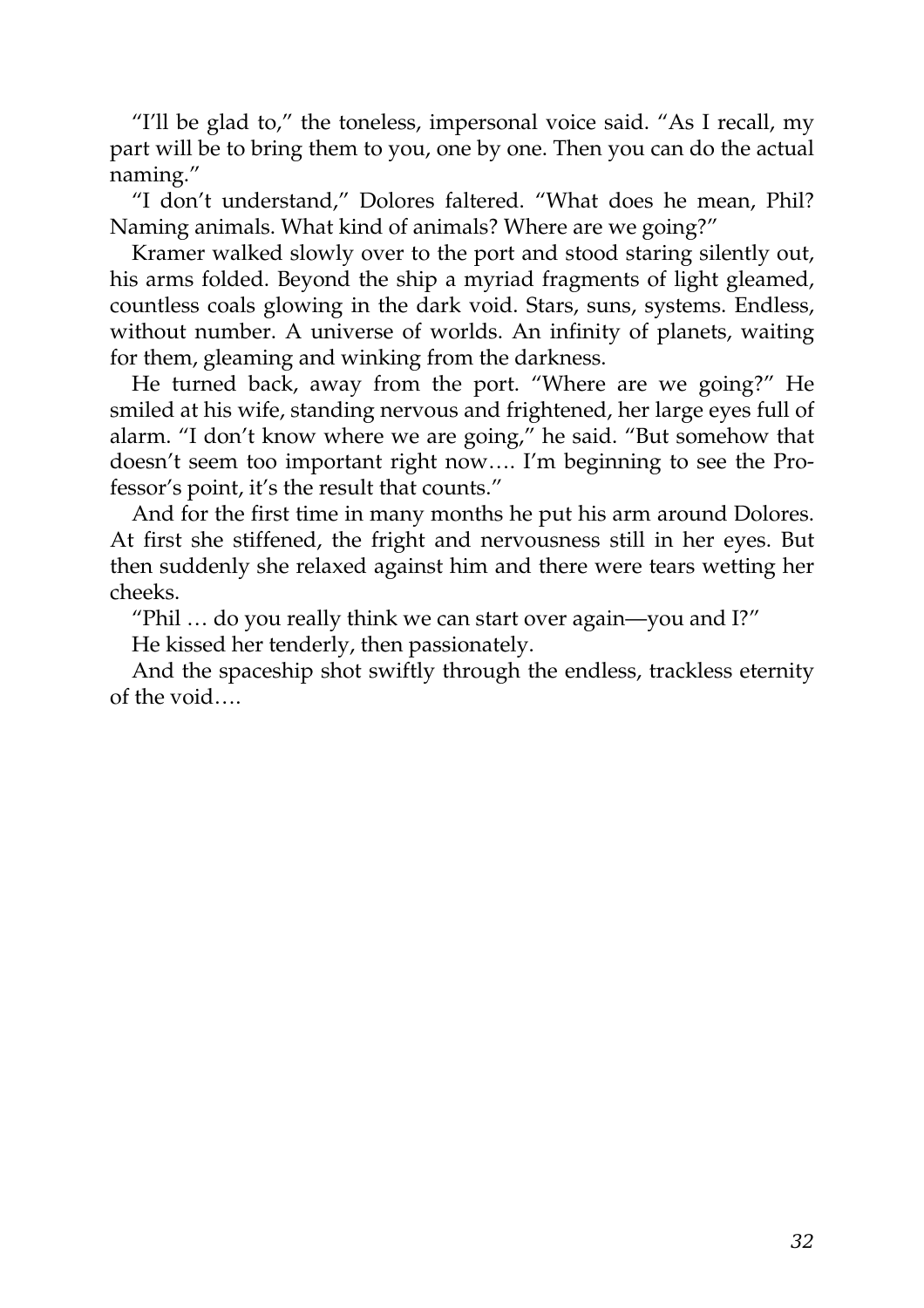"I'll be glad to," the toneless, impersonal voice said. "As I recall, my part will be to bring them to you, one by one. Then you can do the actual naming."

"I don't understand," Dolores faltered. "What does he mean, Phil? Naming animals. What kind of animals? Where are we going?"

Kramer walked slowly over to the port and stood staring silently out, his arms folded. Beyond the ship a myriad fragments of light gleamed, countless coals glowing in the dark void. Stars, suns, systems. Endless, without number. A universe of worlds. An infinity of planets, waiting for them, gleaming and winking from the darkness.

He turned back, away from the port. "Where are we going?" He smiled at his wife, standing nervous and frightened, her large eyes full of alarm. "I don't know where we are going," he said. "But somehow that doesn't seem too important right now…. I'm beginning to see the Professor's point, it's the result that counts."

And for the first time in many months he put his arm around Dolores. At first she stiffened, the fright and nervousness still in her eyes. But then suddenly she relaxed against him and there were tears wetting her cheeks.

"Phil … do you really think we can start over again—you and I?"

He kissed her tenderly, then passionately.

And the spaceship shot swiftly through the endless, trackless eternity of the void….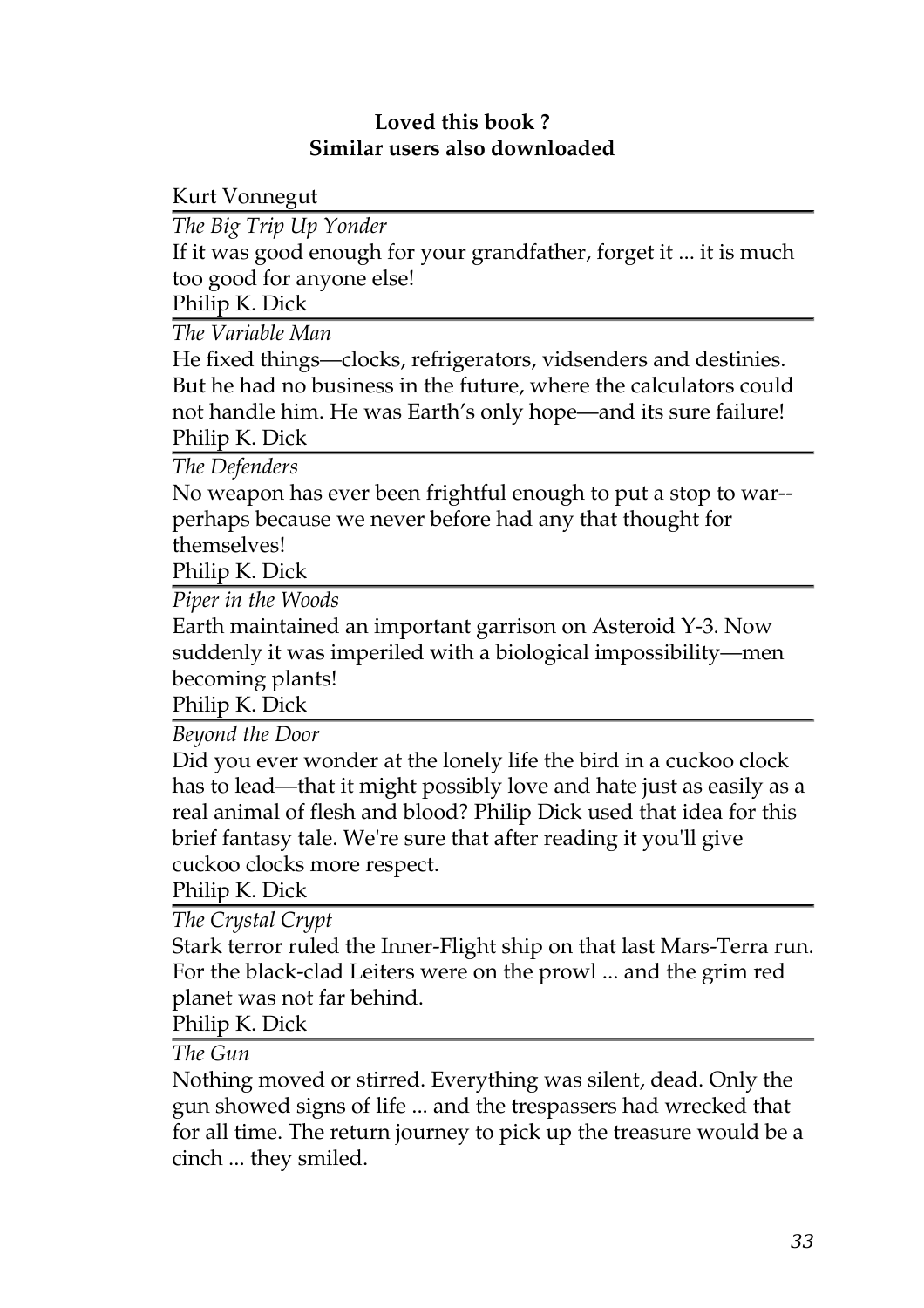**Loved this book ?**
**Similar users also downloaded**

Kurt Vonnegut

*The Big Trip Up Yonder*

If it was good enough for your grandfather, forget it ... it is much too good for anyone else!

Philip K. Dick

*The Variable Man*

He fixed things—clocks, refrigerators, vidsenders and destinies. But he had no business in the future, where the calculators could not handle him. He was Earth's only hope—and its sure failure!

Philip K. Dick

*The Defenders*

No weapon has ever been frightful enough to put a stop to war--perhaps because we never before had any that thought for themselves!

Philip K. Dick

*Piper in the Woods*

Earth maintained an important garrison on Asteroid Y-3. Now suddenly it was imperiled with a biological impossibility—men becoming plants!

Philip K. Dick

*Beyond the Door*

Did you ever wonder at the lonely life the bird in a cuckoo clock has to lead—that it might possibly love and hate just as easily as a real animal of flesh and blood? Philip Dick used that idea for this brief fantasy tale. We're sure that after reading it you'll give cuckoo clocks more respect.

Philip K. Dick

*The Crystal Crypt*

Stark terror ruled the Inner-Flight ship on that last Mars-Terra run. For the black-clad Leiters were on the prowl ... and the grim red planet was not far behind.

Philip K. Dick

*The Gun*

Nothing moved or stirred. Everything was silent, dead. Only the gun showed signs of life ... and the trespassers had wrecked that for all time. The return journey to pick up the treasure would be a cinch ... they smiled.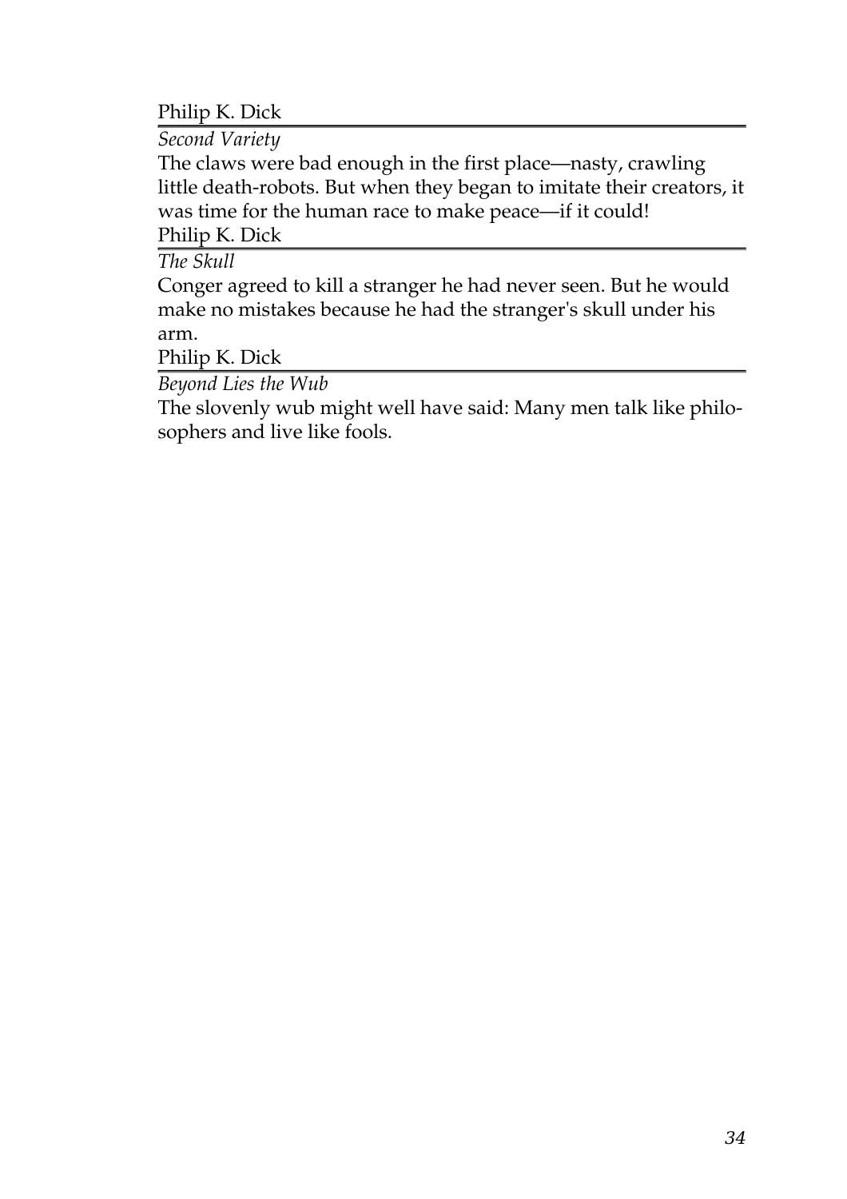Philip K. Dick

*Second Variety*

The claws were bad enough in the first place—nasty, crawling little death-robots. But when they began to imitate their creators, it was time for the human race to make peace—if it could!

Philip K. Dick

*The Skull*

Conger agreed to kill a stranger he had never seen. But he would make no mistakes because he had the stranger's skull under his arm.

Philip K. Dick

*Beyond Lies the Wub*

The slovenly wub might well have said: Many men talk like philosophers and live like fools.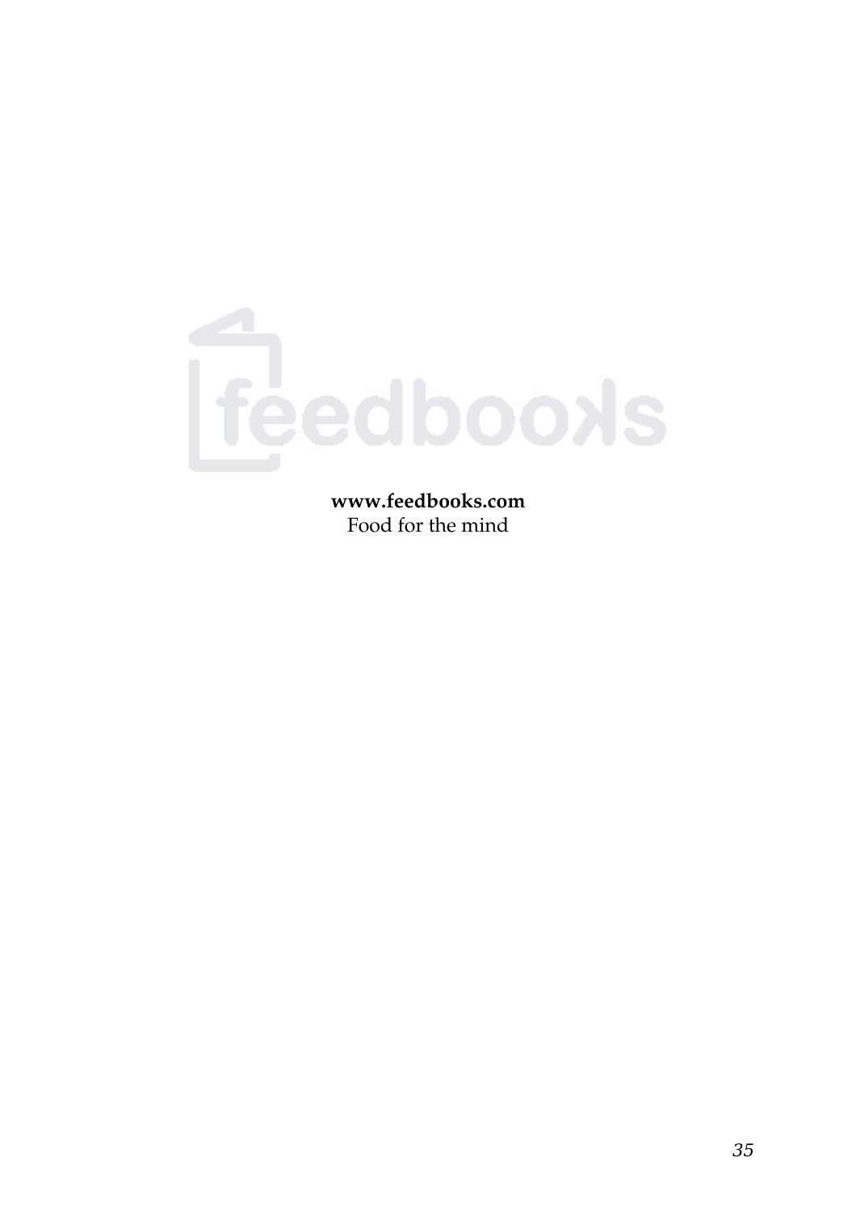**www.feedbooks.com**
Food for the mind